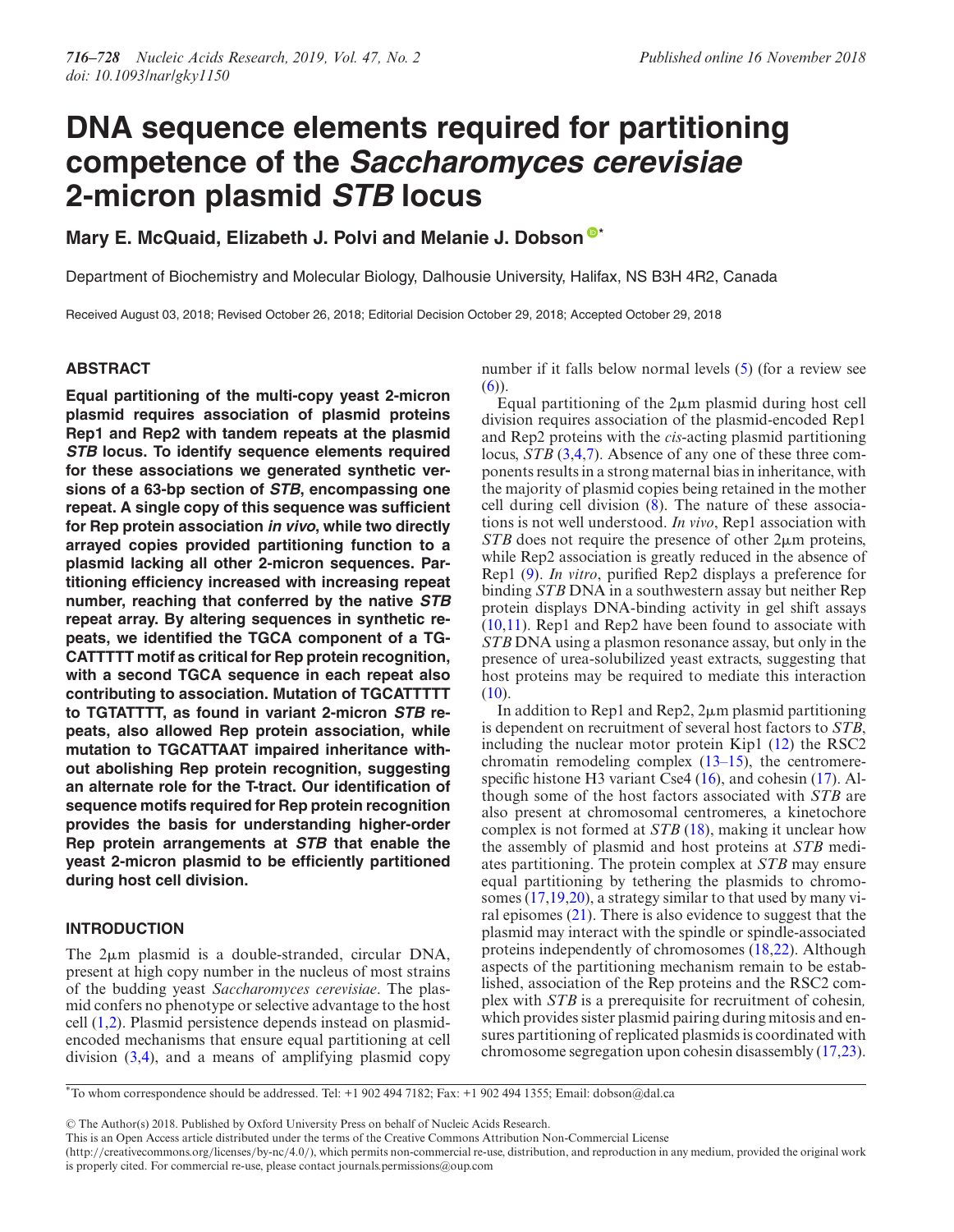# DNA sequence elements required for partitioning competence of the *Saccharomyces cerevisiae* 2-micron plasmid *STB* locus

**Mary E. McQuaid, Elizabeth J. Polvi and Melanie J. Dobson***

Department of Biochemistry and Molecular Biology, Dalhousie University, Halifax, NS B3H 4R2, Canada

Received August 03, 2018; Revised October 26, 2018; Editorial Decision October 29, 2018; Accepted October 29, 2018

## ABSTRACT

**Equal partitioning of the multi-copy yeast 2-micron plasmid requires association of plasmid proteins Rep1 and Rep2 with tandem repeats at the plasmid *STB* locus. To identify sequence elements required for these associations we generated synthetic versions of a 63-bp section of *STB*, encompassing one repeat. A single copy of this sequence was sufficient for Rep protein association *in vivo*, while two directly arrayed copies provided partitioning function to a plasmid lacking all other 2-micron sequences. Partitioning efficiency increased with increasing repeat number, reaching that conferred by the native *STB* repeat array. By altering sequences in synthetic repeats, we identified the TGCA component of a TGCATTTTT motif as critical for Rep protein recognition, with a second TGCA sequence in each repeat also contributing to association. Mutation of TGCATTTTT to TGTATTTT, as found in variant 2-micron *STB* repeats, also allowed Rep protein association, while mutation to TGCATTAAT impaired inheritance without abolishing Rep protein recognition, suggesting an alternate role for the T-tract. Our identification of sequence motifs required for Rep protein recognition provides the basis for understanding higher-order Rep protein arrangements at *STB* that enable the yeast 2-micron plasmid to be efficiently partitioned during host cell division.**

## INTRODUCTION

The 2μm plasmid is a double-stranded, circular DNA, present at high copy number in the nucleus of most strains of the budding yeast *Saccharomyces cerevisiae*. The plasmid confers no phenotype or selective advantage to the host cell (1,2). Plasmid persistence depends instead on plasmid-encoded mechanisms that ensure equal partitioning at cell division (3,4), and a means of amplifying plasmid copy number if it falls below normal levels (5) (for a review see (6)).

Equal partitioning of the 2μm plasmid during host cell division requires association of the plasmid-encoded Rep1 and Rep2 proteins with the *cis*-acting plasmid partitioning locus, *STB* (3,4,7). Absence of any one of these three components results in a strong maternal bias in inheritance, with the majority of plasmid copies being retained in the mother cell during cell division (8). The nature of these associations is not well understood. *In vivo*, Rep1 association with *STB* does not require the presence of other 2μm proteins, while Rep2 association is greatly reduced in the absence of Rep1 (9). *In vitro*, purified Rep2 displays a preference for binding *STB* DNA in a southwestern assay but neither Rep protein displays DNA-binding activity in gel shift assays (10,11). Rep1 and Rep2 have been found to associate with *STB* DNA using a plasmon resonance assay, but only in the presence of urea-solubilized yeast extracts, suggesting that host proteins may be required to mediate this interaction (10).

In addition to Rep1 and Rep2, 2μm plasmid partitioning is dependent on recruitment of several host factors to *STB*, including the nuclear motor protein Kip1 (12) the RSC2 chromatin remodeling complex (13–15), the centromere-specific histone H3 variant Cse4 (16), and cohesin (17). Although some of the host factors associated with *STB* are also present at chromosomal centromeres, a kinetochore complex is not formed at *STB* (18), making it unclear how the assembly of plasmid and host proteins at *STB* mediates partitioning. The protein complex at *STB* may ensure equal partitioning by tethering the plasmids to chromosomes (17,19,20), a strategy similar to that used by many viral episomes (21). There is also evidence to suggest that the plasmid may interact with the spindle or spindle-associated proteins independently of chromosomes (18,22). Although aspects of the partitioning mechanism remain to be established, association of the Rep proteins and the RSC2 complex with *STB* is a prerequisite for recruitment of cohesin, which provides sister plasmid pairing during mitosis and ensures partitioning of replicated plasmids is coordinated with chromosome segregation upon cohesin disassembly (17,23).

*To whom correspondence should be addressed. Tel: +1 902 494 7182; Fax: +1 902 494 1355; Email: dobson@dal.ca

© The Author(s) 2018. Published by Oxford University Press on behalf of Nucleic Acids Research.
This is an Open Access article distributed under the terms of the Creative Commons Attribution Non-Commercial License (http://creativecommons.org/licenses/by-nc/4.0/), which permits non-commercial re-use, distribution, and reproduction in any medium, provided the original work is properly cited. For commercial re-use, please contact journals.permissions@oup.com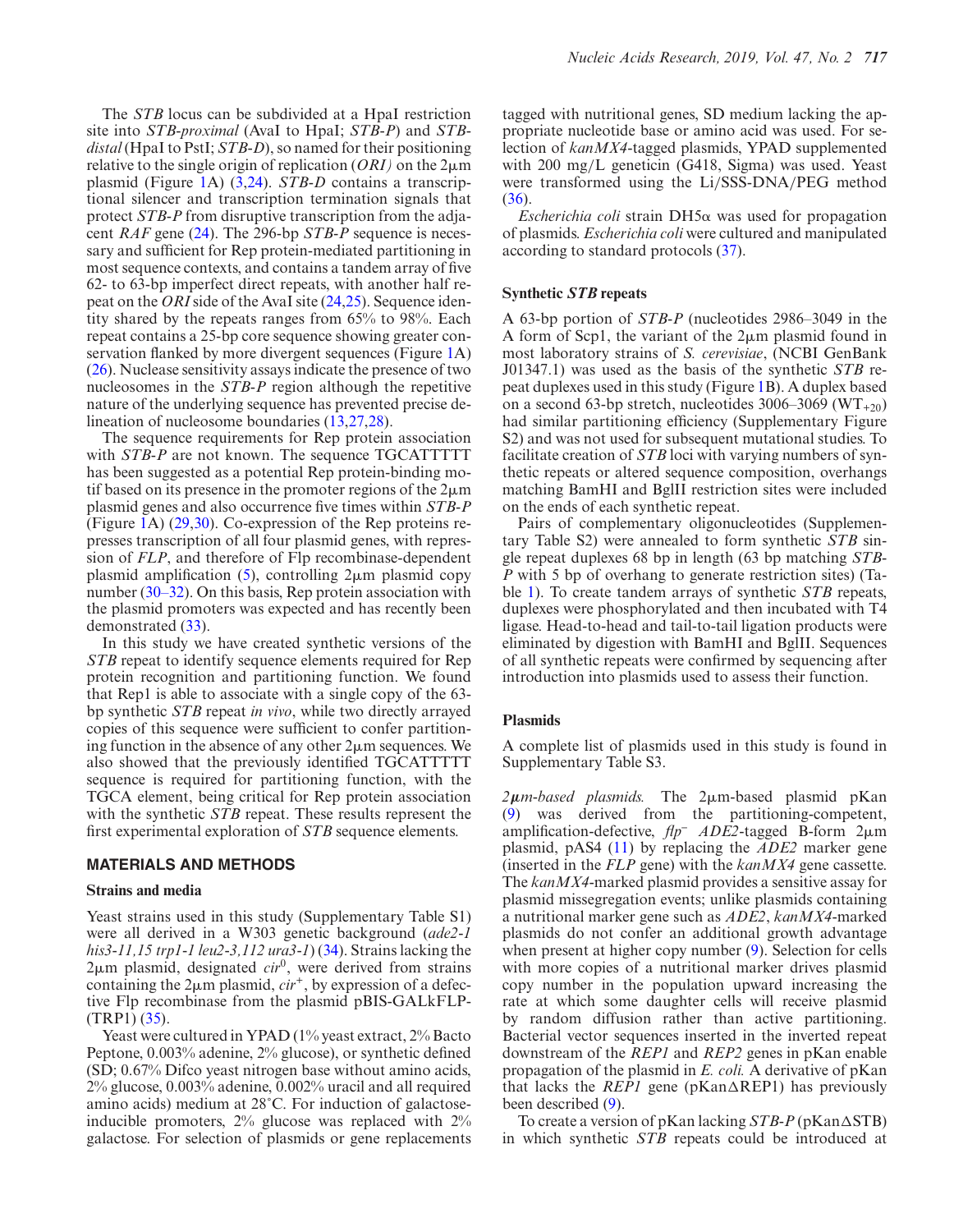The *STB* locus can be subdivided at a HpaI restriction site into *STB-proximal* (AvaI to HpaI; *STB-P*) and *STB-distal* (HpaI to PstI; *STB-D*), so named for their positioning relative to the single origin of replication (*ORI)* on the 2μm plasmid (Figure 1A) (3,24). *STB-D* contains a transcriptional silencer and transcription termination signals that protect *STB-P* from disruptive transcription from the adjacent *RAF* gene (24). The 296-bp *STB-P* sequence is necessary and sufficient for Rep protein-mediated partitioning in most sequence contexts, and contains a tandem array of five 62- to 63-bp imperfect direct repeats, with another half repeat on the *ORI* side of the AvaI site (24,25). Sequence identity shared by the repeats ranges from 65% to 98%. Each repeat contains a 25-bp core sequence showing greater conservation flanked by more divergent sequences (Figure 1A) (26). Nuclease sensitivity assays indicate the presence of two nucleosomes in the *STB-P* region although the repetitive nature of the underlying sequence has prevented precise delineation of nucleosome boundaries (13,27,28).

The sequence requirements for Rep protein association with *STB-P* are not known. The sequence TGCATTTTT has been suggested as a potential Rep protein-binding motif based on its presence in the promoter regions of the 2μm plasmid genes and also occurrence five times within *STB-P* (Figure 1A) (29,30). Co-expression of the Rep proteins represses transcription of all four plasmid genes, with repression of *FLP*, and therefore of Flp recombinase-dependent plasmid amplification (5), controlling 2μm plasmid copy number (30–32). On this basis, Rep protein association with the plasmid promoters was expected and has recently been demonstrated (33).

In this study we have created synthetic versions of the *STB* repeat to identify sequence elements required for Rep protein recognition and partitioning function. We found that Rep1 is able to associate with a single copy of the 63-bp synthetic *STB* repeat *in vivo*, while two directly arrayed copies of this sequence were sufficient to confer partitioning function in the absence of any other 2μm sequences. We also showed that the previously identified TGCATTTTT sequence is required for partitioning function, with the TGCA element, being critical for Rep protein association with the synthetic *STB* repeat. These results represent the first experimental exploration of *STB* sequence elements.

## MATERIALS AND METHODS

### Strains and media

Yeast strains used in this study (Supplementary Table S1) were all derived in a W303 genetic background (*ade2-1 his3-11,15 trp1-1 leu2-3,112 ura3-1*) (34). Strains lacking the 2μm plasmid, designated *cir*$^0$, were derived from strains containing the 2μm plasmid, *cir*$^+$, by expression of a defective Flp recombinase from the plasmid pBIS-GALkFLP-(TRP1) (35).

Yeast were cultured in YPAD (1% yeast extract, 2% Bacto Peptone, 0.003% adenine, 2% glucose), or synthetic defined (SD; 0.67% Difco yeast nitrogen base without amino acids, 2% glucose, 0.003% adenine, 0.002% uracil and all required amino acids) medium at 28˚C. For induction of galactose-inducible promoters, 2% glucose was replaced with 2% galactose. For selection of plasmids or gene replacements tagged with nutritional genes, SD medium lacking the appropriate nucleotide base or amino acid was used. For selection of *kanMX4*-tagged plasmids, YPAD supplemented with 200 mg/L geneticin (G418, Sigma) was used. Yeast were transformed using the Li/SSS-DNA/PEG method (36).

*Escherichia coli* strain DH5α was used for propagation of plasmids. *Escherichia coli* were cultured and manipulated according to standard protocols (37).

### Synthetic *STB* repeats

A 63-bp portion of *STB-P* (nucleotides 2986–3049 in the A form of Scp1, the variant of the 2μm plasmid found in most laboratory strains of *S. cerevisiae*, (NCBI GenBank J01347.1) was used as the basis of the synthetic *STB* repeat duplexes used in this study (Figure 1B). A duplex based on a second 63-bp stretch, nucleotides 3006–3069 (WT$_{+20}$) had similar partitioning efficiency (Supplementary Figure S2) and was not used for subsequent mutational studies. To facilitate creation of *STB* loci with varying numbers of synthetic repeats or altered sequence composition, overhangs matching BamHI and BglII restriction sites were included on the ends of each synthetic repeat.

Pairs of complementary oligonucleotides (Supplementary Table S2) were annealed to form synthetic *STB* single repeat duplexes 68 bp in length (63 bp matching *STB-P* with 5 bp of overhang to generate restriction sites) (Table 1). To create tandem arrays of synthetic *STB* repeats, duplexes were phosphorylated and then incubated with T4 ligase. Head-to-head and tail-to-tail ligation products were eliminated by digestion with BamHI and BglII. Sequences of all synthetic repeats were confirmed by sequencing after introduction into plasmids used to assess their function.

### Plasmids

A complete list of plasmids used in this study is found in Supplementary Table S3.

***2μm-based plasmids.*** The 2μm-based plasmid pKan (9) was derived from the partitioning-competent, amplification-defective, *flp*$^-$ *ADE2*-tagged B-form 2μm plasmid, pAS4 (11) by replacing the *ADE2* marker gene (inserted in the *FLP* gene) with the *kanMX4* gene cassette. The *kanMX4*-marked plasmid provides a sensitive assay for plasmid missegregation events; unlike plasmids containing a nutritional marker gene such as *ADE2*, *kanMX4*-marked plasmids do not confer an additional growth advantage when present at higher copy number (9). Selection for cells with more copies of a nutritional marker drives plasmid copy number in the population upward increasing the rate at which some daughter cells will receive plasmid by random diffusion rather than active partitioning. Bacterial vector sequences inserted in the inverted repeat downstream of the *REP1* and *REP2* genes in pKan enable propagation of the plasmid in *E. coli.* A derivative of pKan that lacks the *REP1* gene (pKanΔREP1) has previously been described (9).

To create a version of pKan lacking *STB-P* (pKanΔSTB) in which synthetic *STB* repeats could be introduced at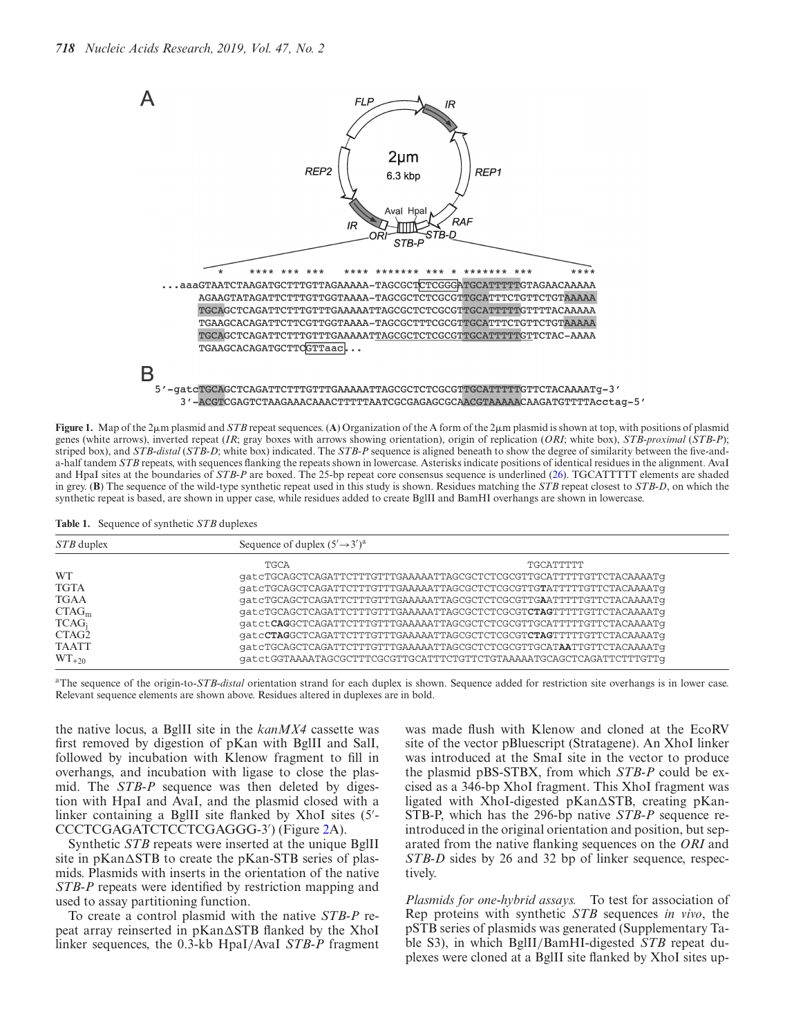**A**

**B**

Figure 1. Map of the 2μm plasmid and *STB* repeat sequences. (**A**) Organization of the A form of the 2μm plasmid is shown at top, with positions of plasmid genes (white arrows), inverted repeat (*IR*; gray boxes with arrows showing orientation), origin of replication (*ORI*; white box), *STB-proximal* (*STB-P*; striped box), and *STB-distal* (*STB-D*; white box) indicated. The *STB-P* sequence is aligned beneath to show the degree of similarity between the five-and-a-half tandem *STB* repeats, with sequences flanking the repeats shown in lowercase. Asterisks indicate positions of identical residues in the alignment. AvaI and HpaI sites at the boundaries of *STB-P* are boxed. The 25-bp repeat core consensus sequence is underlined (26). TGCATTTTT elements are shaded in grey. (**B**) The sequence of the wild-type synthetic repeat used in this study is shown. Residues matching the *STB* repeat closest to *STB-D*, on which the synthetic repeat is based, are shown in upper case, while residues added to create BglII and BamHI overhangs are shown in lowercase.

**Table 1.** Sequence of synthetic *STB* duplexes

| *STB* duplex | Sequence of duplex (5′→3′)[a] |
|---|---|
| | TGCA TGCATTTTT |
| WT | gatcTGCAGCTCAGATTCTTTGTTTGAAAAATTAGCGCTCTCGCGTTGCATTTTTGTTCTACAAAATg |
| TGTA | gatcTGCAGCTCAGATTCTTTGTTTGAAAAATTAGCGCTCTCGCGTTG**T**ATTTTTGTTCTACAAAATg |
| TGAA | gatcTGCAGCTCAGATTCTTTGTTTGAAAAATTAGCGCTCTCGCGTTG**A**ATTTTTGTTCTACAAAATg |
| $CTAG_m$ | gatcTGCAGCTCAGATTCTTTGTTTGAAAAATTAGCGCTCTCGCGT**CTAG**TTTTTGTTCTACAAAATg |
| $TCAG_l$ | gatct**CAG**GCTCAGATTCTTTGTTTGAAAAATTAGCGCTCTCGCGTTGCATTTTTGTTCTACAAAATg |
| CTAG2 | gatc**CTAG**GCTCAGATTCTTTGTTTGAAAAATTAGCGCTCTCGCGT**CTAG**TTTTTGTTCTACAAAATg |
| TAATT | gatcTGCAGCTCAGATTCTTTGTTTGAAAAATTAGCGCTCTCGCGTTGCAT**AA**TTGTTCTACAAAATg |
| $WT_{+20}$ | gatctGGTAAAATAGCGCTTTCGCGTTGCATTTCTGTTCTGTAAAAATGCAGCTCAGATTCTTTGTTg |

[a]The sequence of the origin-to-*STB-distal* orientation strand for each duplex is shown. Sequence added for restriction site overhangs is in lower case. Relevant sequence elements are shown above. Residues altered in duplexes are in bold.

the native locus, a BglII site in the *kanMX4* cassette was first removed by digestion of pKan with BglII and SalI, followed by incubation with Klenow fragment to fill in overhangs, and incubation with ligase to close the plasmid. The *STB-P* sequence was then deleted by digestion with HpaI and AvaI, and the plasmid closed with a linker containing a BglII site flanked by XhoI sites (5′-CCCTCGAGATCTCCTCGAGGG-3′) (Figure 2A).

Synthetic *STB* repeats were inserted at the unique BglII site in pKanΔSTB to create the pKan-STB series of plasmids. Plasmids with inserts in the orientation of the native *STB-P* repeats were identified by restriction mapping and used to assay partitioning function.

To create a control plasmid with the native *STB-P* repeat array reinserted in pKanΔSTB flanked by the XhoI linker sequences, the 0.3-kb HpaI/AvaI *STB-P* fragment was made flush with Klenow and cloned at the EcoRV site of the vector pBluescript (Stratagene). An XhoI linker was introduced at the SmaI site in the vector to produce the plasmid pBS-STBX, from which *STB-P* could be excised as a 346-bp XhoI fragment. This XhoI fragment was ligated with XhoI-digested pKanΔSTB, creating pKan-STB-P, which has the 296-bp native *STB-P* sequence reintroduced in the original orientation and position, but separated from the native flanking sequences on the *ORI* and *STB-D* sides by 26 and 32 bp of linker sequence, respectively.

*Plasmids for one-hybrid assays.* To test for association of Rep proteins with synthetic *STB* sequences *in vivo*, the pSTB series of plasmids was generated (Supplementary Table S3), in which BglII/BamHI-digested *STB* repeat duplexes were cloned at a BglII site flanked by XhoI sites up-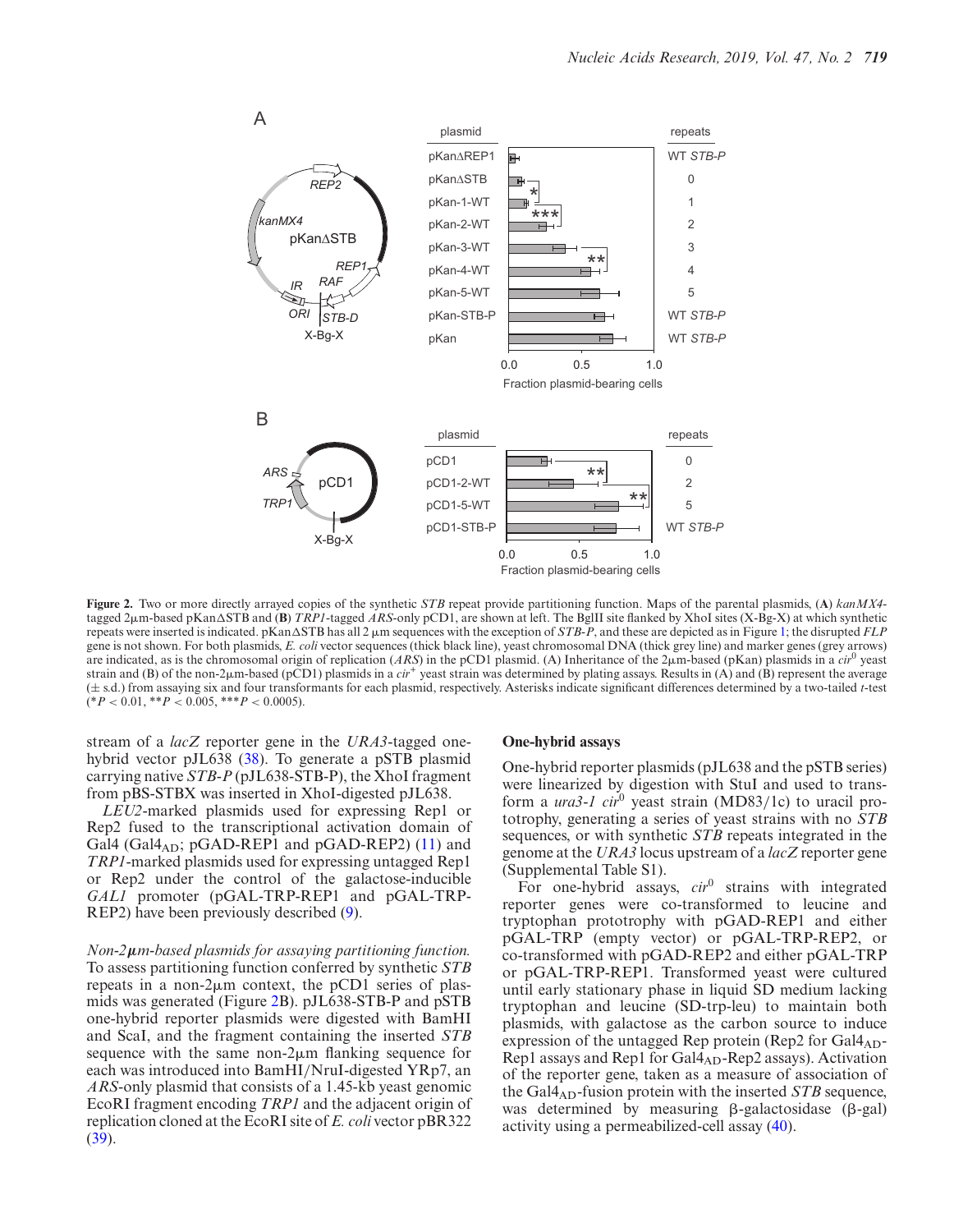**Figure 2.** Two or more directly arrayed copies of the synthetic *STB* repeat provide partitioning function. Maps of the parental plasmids, (**A**) *kanMX4*-tagged 2μm-based pKanΔSTB and (**B**) *TRP1*-tagged *ARS*-only pCD1, are shown at left. The BglII site flanked by XhoI sites (X-Bg-X) at which synthetic repeats were inserted is indicated. pKanΔSTB has all 2 μm sequences with the exception of *STB-P*, and these are depicted as in Figure 1; the disrupted *FLP* gene is not shown. For both plasmids, *E. coli* vector sequences (thick black line), yeast chromosomal DNA (thick grey line) and marker genes (grey arrows) are indicated, as is the chromosomal origin of replication (*ARS*) in the pCD1 plasmid. (A) Inheritance of the 2μm-based (pKan) plasmids in a *cir*$^0$ yeast strain and (B) of the non-2μm-based (pCD1) plasmids in a *cir*$^+$ yeast strain was determined by plating assays. Results in (A) and (B) represent the average (± s.d.) from assaying six and four transformants for each plasmid, respectively. Asterisks indicate significant differences determined by a two-tailed *t*-test (*$P < 0.01$, **$P < 0.005$, ***$P < 0.0005$).

stream of a *lacZ* reporter gene in the *URA3*-tagged one-hybrid vector pJL638 (38). To generate a pSTB plasmid carrying native *STB-P* (pJL638-STB-P), the XhoI fragment from pBS-STBX was inserted in XhoI-digested pJL638.

*LEU2*-marked plasmids used for expressing Rep1 or Rep2 fused to the transcriptional activation domain of Gal4 (Gal4$_{AD}$; pGAD-REP1 and pGAD-REP2) (11) and *TRP1*-marked plasmids used for expressing untagged Rep1 or Rep2 under the control of the galactose-inducible *GAL1* promoter (pGAL-TRP-REP1 and pGAL-TRP-REP2) have been previously described (9).

*Non-2μm-based plasmids for assaying partitioning function.* To assess partitioning function conferred by synthetic *STB* repeats in a non-2μm context, the pCD1 series of plasmids was generated (Figure 2B). pJL638-STB-P and pSTB one-hybrid reporter plasmids were digested with BamHI and ScaI, and the fragment containing the inserted *STB* sequence with the same non-2μm flanking sequence for each was introduced into BamHI/NruI-digested YRp7, an *ARS*-only plasmid that consists of a 1.45-kb yeast genomic EcoRI fragment encoding *TRP1* and the adjacent origin of replication cloned at the EcoRI site of *E. coli* vector pBR322 (39).

### One-hybrid assays

One-hybrid reporter plasmids (pJL638 and the pSTB series) were linearized by digestion with StuI and used to transform a *ura3-1 cir*$^0$ yeast strain (MD83/1c) to uracil prototrophy, generating a series of yeast strains with no *STB* sequences, or with synthetic *STB* repeats integrated in the genome at the *URA3* locus upstream of a *lacZ* reporter gene (Supplemental Table S1).

For one-hybrid assays, *cir*$^0$ strains with integrated reporter genes were co-transformed to leucine and tryptophan prototrophy with pGAD-REP1 and either pGAL-TRP (empty vector) or pGAL-TRP-REP2, or co-transformed with pGAD-REP2 and either pGAL-TRP or pGAL-TRP-REP1. Transformed yeast were cultured until early stationary phase in liquid SD medium lacking tryptophan and leucine (SD-trp-leu) to maintain both plasmids, with galactose as the carbon source to induce expression of the untagged Rep protein (Rep2 for Gal4$_{AD}$-Rep1 assays and Rep1 for Gal4$_{AD}$-Rep2 assays). Activation of the reporter gene, taken as a measure of association of the Gal4$_{AD}$-fusion protein with the inserted *STB* sequence, was determined by measuring β-galactosidase (β-gal) activity using a permeabilized-cell assay (40).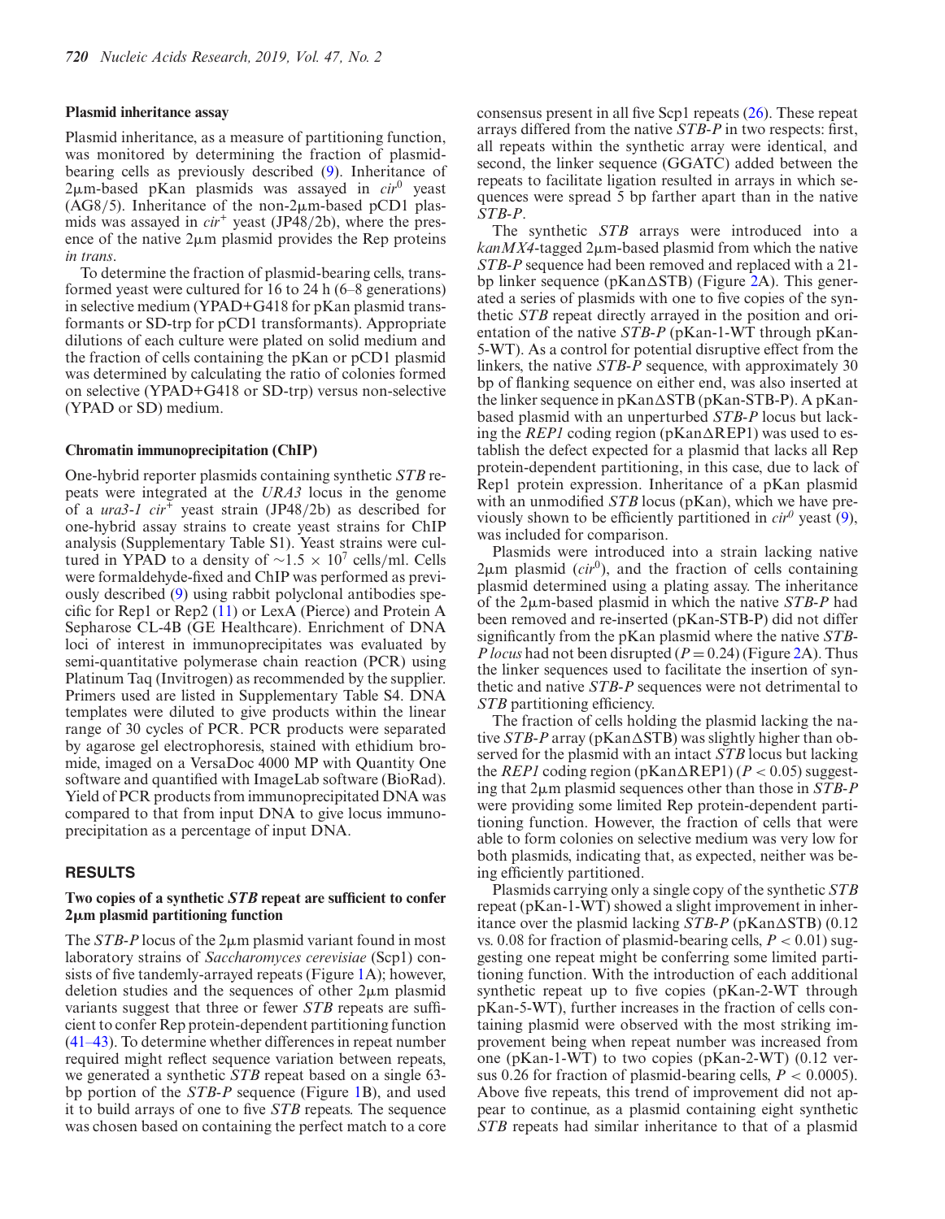**Plasmid inheritance assay**

Plasmid inheritance, as a measure of partitioning function, was monitored by determining the fraction of plasmid-bearing cells as previously described (9). Inheritance of 2μm-based pKan plasmids was assayed in *cir*$^0$ yeast (AG8/5). Inheritance of the non-2μm-based pCD1 plasmids was assayed in *cir*$^+$ yeast (JP48/2b), where the presence of the native 2μm plasmid provides the Rep proteins *in trans*.

To determine the fraction of plasmid-bearing cells, transformed yeast were cultured for 16 to 24 h (6–8 generations) in selective medium (YPAD+G418 for pKan plasmid transformants or SD-trp for pCD1 transformants). Appropriate dilutions of each culture were plated on solid medium and the fraction of cells containing the pKan or pCD1 plasmid was determined by calculating the ratio of colonies formed on selective (YPAD+G418 or SD-trp) versus non-selective (YPAD or SD) medium.

**Chromatin immunoprecipitation (ChIP)**

One-hybrid reporter plasmids containing synthetic *STB* repeats were integrated at the *URA3* locus in the genome of a *ura3-1 cir*$^+$ yeast strain (JP48/2b) as described for one-hybrid assay strains to create yeast strains for ChIP analysis (Supplementary Table S1). Yeast strains were cultured in YPAD to a density of $\sim 1.5 \times 10^7$ cells/ml. Cells were formaldehyde-fixed and ChIP was performed as previously described (9) using rabbit polyclonal antibodies specific for Rep1 or Rep2 (11) or LexA (Pierce) and Protein A Sepharose CL-4B (GE Healthcare). Enrichment of DNA loci of interest in immunoprecipitates was evaluated by semi-quantitative polymerase chain reaction (PCR) using Platinum Taq (Invitrogen) as recommended by the supplier. Primers used are listed in Supplementary Table S4. DNA templates were diluted to give products within the linear range of 30 cycles of PCR. PCR products were separated by agarose gel electrophoresis, stained with ethidium bromide, imaged on a VersaDoc 4000 MP with Quantity One software and quantified with ImageLab software (BioRad). Yield of PCR products from immunoprecipitated DNA was compared to that from input DNA to give locus immunoprecipitation as a percentage of input DNA.

## RESULTS

### Two copies of a synthetic *STB* repeat are sufficient to confer 2μm plasmid partitioning function

The *STB-P* locus of the 2μm plasmid variant found in most laboratory strains of *Saccharomyces cerevisiae* (Scp1) consists of five tandemly-arrayed repeats (Figure 1A); however, deletion studies and the sequences of other 2μm plasmid variants suggest that three or fewer *STB* repeats are sufficient to confer Rep protein-dependent partitioning function (41–43). To determine whether differences in repeat number required might reflect sequence variation between repeats, we generated a synthetic *STB* repeat based on a single 63-bp portion of the *STB-P* sequence (Figure 1B), and used it to build arrays of one to five *STB* repeats. The sequence was chosen based on containing the perfect match to a core consensus present in all five Scp1 repeats (26). These repeat arrays differed from the native *STB-P* in two respects: first, all repeats within the synthetic array were identical, and second, the linker sequence (GGATC) added between the repeats to facilitate ligation resulted in arrays in which sequences were spread 5 bp farther apart than in the native *STB-P*.

The synthetic *STB* arrays were introduced into a *kanMX4*-tagged 2μm-based plasmid from which the native *STB-P* sequence had been removed and replaced with a 21-bp linker sequence (pKanΔSTB) (Figure 2A). This generated a series of plasmids with one to five copies of the synthetic *STB* repeat directly arrayed in the position and orientation of the native *STB-P* (pKan-1-WT through pKan-5-WT). As a control for potential disruptive effect from the linkers, the native *STB-P* sequence, with approximately 30 bp of flanking sequence on either end, was also inserted at the linker sequence in pKanΔSTB (pKan-STB-P). A pKan-based plasmid with an unperturbed *STB-P* locus but lacking the *REP1* coding region (pKanΔREP1) was used to establish the defect expected for a plasmid that lacks all Rep protein-dependent partitioning, in this case, due to lack of Rep1 protein expression. Inheritance of a pKan plasmid with an unmodified *STB* locus (pKan), which we have previously shown to be efficiently partitioned in *cir*$^0$ yeast (9), was included for comparison.

Plasmids were introduced into a strain lacking native 2μm plasmid (*cir*$^0$), and the fraction of cells containing plasmid determined using a plating assay. The inheritance of the 2μm-based plasmid in which the native *STB-P* had been removed and re-inserted (pKan-STB-P) did not differ significantly from the pKan plasmid where the native *STB-P locus* had not been disrupted ($P = 0.24$) (Figure 2A). Thus the linker sequences used to facilitate the insertion of synthetic and native *STB-P* sequences were not detrimental to *STB* partitioning efficiency.

The fraction of cells holding the plasmid lacking the native *STB-P* array (pKanΔSTB) was slightly higher than observed for the plasmid with an intact *STB* locus but lacking the *REP1* coding region (pKanΔREP1) ($P < 0.05$) suggesting that 2μm plasmid sequences other than those in *STB-P* were providing some limited Rep protein-dependent partitioning function. However, the fraction of cells that were able to form colonies on selective medium was very low for both plasmids, indicating that, as expected, neither was being efficiently partitioned.

Plasmids carrying only a single copy of the synthetic *STB* repeat (pKan-1-WT) showed a slight improvement in inheritance over the plasmid lacking *STB-P* (pKanΔSTB) (0.12 vs. 0.08 for fraction of plasmid-bearing cells, $P < 0.01$) suggesting one repeat might be conferring some limited partitioning function. With the introduction of each additional synthetic repeat up to five copies (pKan-2-WT through pKan-5-WT), further increases in the fraction of cells containing plasmid were observed with the most striking improvement being when repeat number was increased from one (pKan-1-WT) to two copies (pKan-2-WT) (0.12 versus 0.26 for fraction of plasmid-bearing cells, $P < 0.0005$). Above five repeats, this trend of improvement did not appear to continue, as a plasmid containing eight synthetic *STB* repeats had similar inheritance to that of a plasmid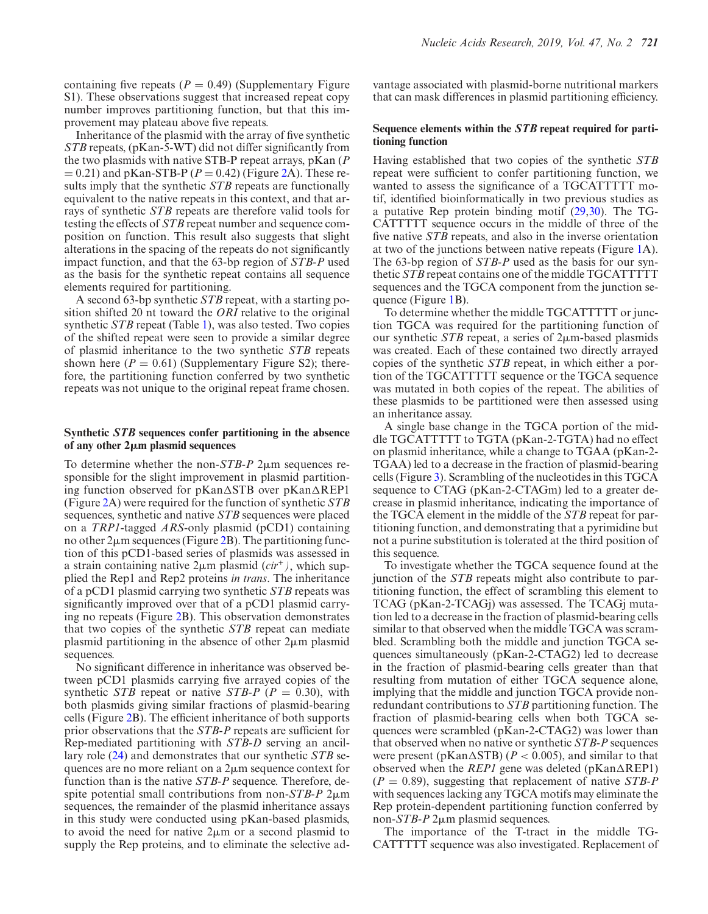containing five repeats ($P = 0.49$) (Supplementary Figure S1). These observations suggest that increased repeat copy number improves partitioning function, but that this improvement may plateau above five repeats.

Inheritance of the plasmid with the array of five synthetic *STB* repeats, (pKan-5-WT) did not differ significantly from the two plasmids with native STB-P repeat arrays, pKan ($P = 0.21$) and pKan-STB-P ($P = 0.42$) (Figure 2A). These results imply that the synthetic *STB* repeats are functionally equivalent to the native repeats in this context, and that arrays of synthetic *STB* repeats are therefore valid tools for testing the effects of *STB* repeat number and sequence composition on function. This result also suggests that slight alterations in the spacing of the repeats do not significantly impact function, and that the 63-bp region of *STB-P* used as the basis for the synthetic repeat contains all sequence elements required for partitioning.

A second 63-bp synthetic *STB* repeat, with a starting position shifted 20 nt toward the *ORI* relative to the original synthetic *STB* repeat (Table 1), was also tested. Two copies of the shifted repeat were seen to provide a similar degree of plasmid inheritance to the two synthetic *STB* repeats shown here ($P = 0.61$) (Supplementary Figure S2); therefore, the partitioning function conferred by two synthetic repeats was not unique to the original repeat frame chosen.

### Synthetic *STB* sequences confer partitioning in the absence of any other 2μm plasmid sequences

To determine whether the non-*STB-P* 2μm sequences responsible for the slight improvement in plasmid partitioning function observed for pKanΔSTB over pKanΔREP1 (Figure 2A) were required for the function of synthetic *STB* sequences, synthetic and native *STB* sequences were placed on a *TRP1*-tagged *ARS*-only plasmid (pCD1) containing no other 2μm sequences (Figure 2B). The partitioning function of this pCD1-based series of plasmids was assessed in a strain containing native 2μm plasmid ($cir^+$), which supplied the Rep1 and Rep2 proteins *in trans*. The inheritance of a pCD1 plasmid carrying two synthetic *STB* repeats was significantly improved over that of a pCD1 plasmid carrying no repeats (Figure 2B). This observation demonstrates that two copies of the synthetic *STB* repeat can mediate plasmid partitioning in the absence of other 2μm plasmid sequences.

No significant difference in inheritance was observed between pCD1 plasmids carrying five arrayed copies of the synthetic *STB* repeat or native *STB-P* ($P = 0.30$), with both plasmids giving similar fractions of plasmid-bearing cells (Figure 2B). The efficient inheritance of both supports prior observations that the *STB-P* repeats are sufficient for Rep-mediated partitioning with *STB-D* serving an ancillary role (24) and demonstrates that our synthetic *STB* sequences are no more reliant on a 2μm sequence context for function than is the native *STB-P* sequence. Therefore, despite potential small contributions from non-*STB-P* 2μm sequences, the remainder of the plasmid inheritance assays in this study were conducted using pKan-based plasmids, to avoid the need for native 2μm or a second plasmid to supply the Rep proteins, and to eliminate the selective advantage associated with plasmid-borne nutritional markers that can mask differences in plasmid partitioning efficiency.

### Sequence elements within the *STB* repeat required for partitioning function

Having established that two copies of the synthetic *STB* repeat were sufficient to confer partitioning function, we wanted to assess the significance of a TGCATTTTT motif, identified bioinformatically in two previous studies as a putative Rep protein binding motif (29,30). The TGCATTTTT sequence occurs in the middle of three of the five native *STB* repeats, and also in the inverse orientation at two of the junctions between native repeats (Figure 1A). The 63-bp region of *STB-P* used as the basis for our synthetic *STB* repeat contains one of the middle TGCATTTTT sequences and the TGCA component from the junction sequence (Figure 1B).

To determine whether the middle TGCATTTTT or junction TGCA was required for the partitioning function of our synthetic *STB* repeat, a series of 2μm-based plasmids was created. Each of these contained two directly arrayed copies of the synthetic *STB* repeat, in which either a portion of the TGCATTTTT sequence or the TGCA sequence was mutated in both copies of the repeat. The abilities of these plasmids to be partitioned were then assessed using an inheritance assay.

A single base change in the TGCA portion of the middle TGCATTTTT to TGTA (pKan-2-TGTA) had no effect on plasmid inheritance, while a change to TGAA (pKan-2-TGAA) led to a decrease in the fraction of plasmid-bearing cells (Figure 3). Scrambling of the nucleotides in this TGCA sequence to CTAG (pKan-2-CTAGm) led to a greater decrease in plasmid inheritance, indicating the importance of the TGCA element in the middle of the *STB* repeat for partitioning function, and demonstrating that a pyrimidine but not a purine substitution is tolerated at the third position of this sequence.

To investigate whether the TGCA sequence found at the junction of the *STB* repeats might also contribute to partitioning function, the effect of scrambling this element to TCAG (pKan-2-TCAGj) was assessed. The TCAGj mutation led to a decrease in the fraction of plasmid-bearing cells similar to that observed when the middle TGCA was scrambled. Scrambling both the middle and junction TGCA sequences simultaneously (pKan-2-CTAG2) led to decrease in the fraction of plasmid-bearing cells greater than that resulting from mutation of either TGCA sequence alone, implying that the middle and junction TGCA provide non-redundant contributions to *STB* partitioning function. The fraction of plasmid-bearing cells when both TGCA sequences were scrambled (pKan-2-CTAG2) was lower than that observed when no native or synthetic *STB-P* sequences were present (pKanΔSTB) ($P < 0.005$), and similar to that observed when the *REP1* gene was deleted (pKanΔREP1) ($P = 0.89$), suggesting that replacement of native *STB-P* with sequences lacking any TGCA motifs may eliminate the Rep protein-dependent partitioning function conferred by non-*STB-P* 2μm plasmid sequences.

The importance of the T-tract in the middle TGCATTTTT sequence was also investigated. Replacement of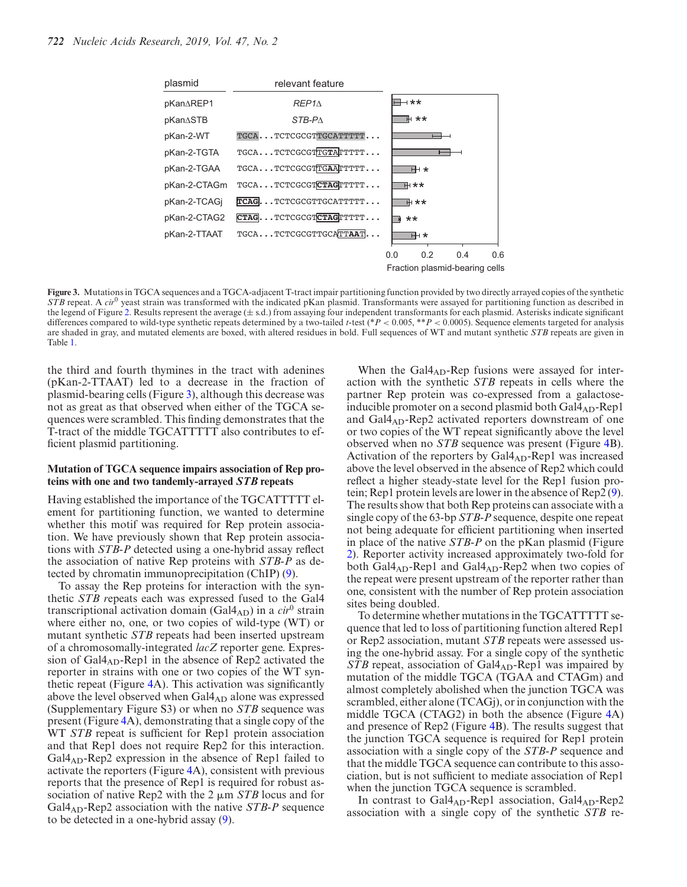| plasmid | relevant feature | |
|---|---|---|
| pKanΔREP1 | *REP1Δ* | ** |
| pKanΔSTB | *STB-PΔ* | ** |
| pKan-2-WT | TGCA...TCTCGCGTTGCATTTTT... | |
| pKan-2-TGTA | TGCA...TCTCGCGTTGTATTTTT... | |
| pKan-2-TGAA | TGCA...TCTCGCGTTGAATTTTT... | * |
| pKan-2-CTAGm | TGCA...TCTCGCGTCTAGTTTTT... | ** |
| pKan-2-TCAGj | TCAG...TCTCGCGTTGCATTTTT... | ** |
| pKan-2-CTAG2 | CTAG...TCTCGCGTCTAGTTTTT... | ** |
| pKan-2-TTAAT | TGCA...TCTCGCGTTGCATTAAT... | * |

Fraction plasmid-bearing cells (0.0–0.6)

**Figure 3.** Mutations in TGCA sequences and a TGCA-adjacent T-tract impair partitioning function provided by two directly arrayed copies of the synthetic *STB* repeat. A *cir*[0] yeast strain was transformed with the indicated pKan plasmid. Transformants were assayed for partitioning function as described in the legend of Figure 2. Results represent the average (± s.d.) from assaying four independent transformants for each plasmid. Asterisks indicate significant differences compared to wild-type synthetic repeats determined by a two-tailed *t*-test (*$P < 0.005$, **$P < 0.0005$). Sequence elements targeted for analysis are shaded in gray, and mutated elements are boxed, with altered residues in bold. Full sequences of WT and mutant synthetic *STB* repeats are given in Table 1.

the third and fourth thymines in the tract with adenines (pKan-2-TTAAT) led to a decrease in the fraction of plasmid-bearing cells (Figure 3), although this decrease was not as great as that observed when either of the TGCA sequences were scrambled. This finding demonstrates that the T-tract of the middle TGCATTTTT also contributes to efficient plasmid partitioning.

### Mutation of TGCA sequence impairs association of Rep proteins with one and two tandemly-arrayed *STB* repeats

Having established the importance of the TGCATTTTT element for partitioning function, we wanted to determine whether this motif was required for Rep protein association. We have previously shown that Rep protein associations with *STB-P* detected using a one-hybrid assay reflect the association of native Rep proteins with *STB-P* as detected by chromatin immunoprecipitation (ChIP) (9).

To assay the Rep proteins for interaction with the synthetic *STB* repeats each was expressed fused to the Gal4 transcriptional activation domain ($Gal4_{AD}$) in a *cir*[0] strain where either no, one, or two copies of wild-type (WT) or mutant synthetic *STB* repeats had been inserted upstream of a chromosomally-integrated *lacZ* reporter gene. Expression of $Gal4_{AD}$-Rep1 in the absence of Rep2 activated the reporter in strains with one or two copies of the WT synthetic repeat (Figure 4A). This activation was significantly above the level observed when $Gal4_{AD}$ alone was expressed (Supplementary Figure S3) or when no *STB* sequence was present (Figure 4A), demonstrating that a single copy of the WT *STB* repeat is sufficient for Rep1 protein association and that Rep1 does not require Rep2 for this interaction. $Gal4_{AD}$-Rep2 expression in the absence of Rep1 failed to activate the reporters (Figure 4A), consistent with previous reports that the presence of Rep1 is required for robust association of native Rep2 with the 2 μm *STB* locus and for $Gal4_{AD}$-Rep2 association with the native *STB-P* sequence to be detected in a one-hybrid assay (9).

When the $Gal4_{AD}$-Rep fusions were assayed for interaction with the synthetic *STB* repeats in cells where the partner Rep protein was co-expressed from a galactose-inducible promoter on a second plasmid both $Gal4_{AD}$-Rep1 and $Gal4_{AD}$-Rep2 activated reporters downstream of one or two copies of the WT repeat significantly above the level observed when no *STB* sequence was present (Figure 4B). Activation of the reporters by $Gal4_{AD}$-Rep1 was increased above the level observed in the absence of Rep2 which could reflect a higher steady-state level for the Rep1 fusion protein; Rep1 protein levels are lower in the absence of Rep2 (9). The results show that both Rep proteins can associate with a single copy of the 63-bp *STB-P* sequence, despite one repeat not being adequate for efficient partitioning when inserted in place of the native *STB-P* on the pKan plasmid (Figure 2). Reporter activity increased approximately two-fold for both $Gal4_{AD}$-Rep1 and $Gal4_{AD}$-Rep2 when two copies of the repeat were present upstream of the reporter rather than one, consistent with the number of Rep protein association sites being doubled.

To determine whether mutations in the TGCATTTTT sequence that led to loss of partitioning function altered Rep1 or Rep2 association, mutant *STB* repeats were assessed using the one-hybrid assay. For a single copy of the synthetic *STB* repeat, association of $Gal4_{AD}$-Rep1 was impaired by mutation of the middle TGCA (TGAA and CTAGm) and almost completely abolished when the junction TGCA was scrambled, either alone (TCAGj), or in conjunction with the middle TGCA (CTAG2) in both the absence (Figure 4A) and presence of Rep2 (Figure 4B). The results suggest that the junction TGCA sequence is required for Rep1 protein association with a single copy of the *STB-P* sequence and that the middle TGCA sequence can contribute to this association, but is not sufficient to mediate association of Rep1 when the junction TGCA sequence is scrambled.

In contrast to $Gal4_{AD}$-Rep1 association, $Gal4_{AD}$-Rep2 association with a single copy of the synthetic *STB* re-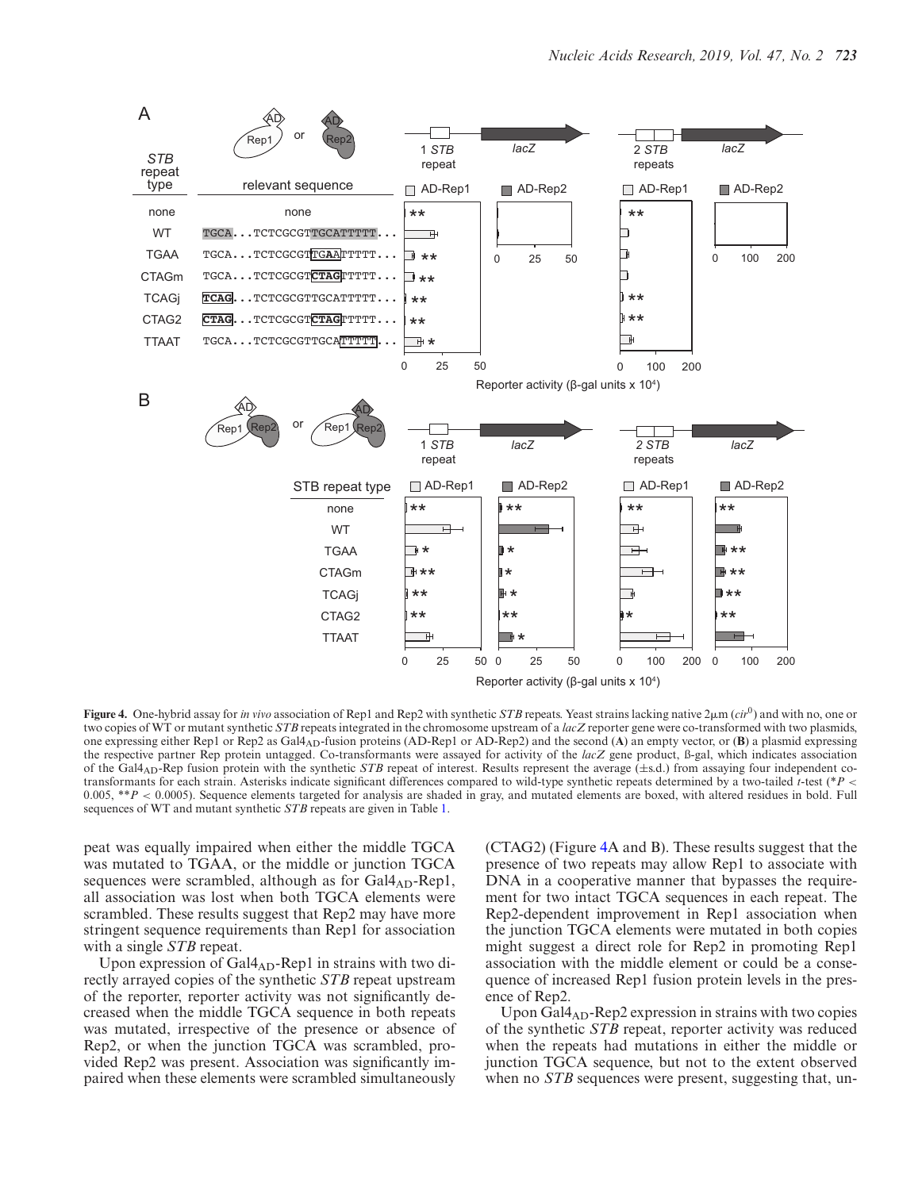**Figure 4.** One-hybrid assay for *in vivo* association of Rep1 and Rep2 with synthetic *STB* repeats. Yeast strains lacking native 2μm ($cir^0$) and with no, one or two copies of WT or mutant synthetic *STB* repeats integrated in the chromosome upstream of a *lacZ* reporter gene were co-transformed with two plasmids, one expressing either Rep1 or Rep2 as $Gal4_{AD}$-fusion proteins (AD-Rep1 or AD-Rep2) and the second (**A**) an empty vector, or (**B**) a plasmid expressing the respective partner Rep protein untagged. Co-transformants were assayed for activity of the *lacZ* gene product, ß-gal, which indicates association of the $Gal4_{AD}$-Rep fusion protein with the synthetic *STB* repeat of interest. Results represent the average (±s.d.) from assaying four independent co-transformants for each strain. Asterisks indicate significant differences compared to wild-type synthetic repeats determined by a two-tailed *t*-test (\*$P <$ 0.005, \*\*$P <$ 0.0005). Sequence elements targeted for analysis are shaded in gray, and mutated elements are boxed, with altered residues in bold. Full sequences of WT and mutant synthetic *STB* repeats are given in Table 1.

peat was equally impaired when either the middle TGCA was mutated to TGAA, or the middle or junction TGCA sequences were scrambled, although as for $Gal4_{AD}$-Rep1, all association was lost when both TGCA elements were scrambled. These results suggest that Rep2 may have more stringent sequence requirements than Rep1 for association with a single *STB* repeat.

Upon expression of $Gal4_{AD}$-Rep1 in strains with two directly arrayed copies of the synthetic *STB* repeat upstream of the reporter, reporter activity was not significantly decreased when the middle TGCA sequence in both repeats was mutated, irrespective of the presence or absence of Rep2, or when the junction TGCA was scrambled, provided Rep2 was present. Association was significantly impaired when these elements were scrambled simultaneously (CTAG2) (Figure 4A and B). These results suggest that the presence of two repeats may allow Rep1 to associate with DNA in a cooperative manner that bypasses the requirement for two intact TGCA sequences in each repeat. The Rep2-dependent improvement in Rep1 association when the junction TGCA elements were mutated in both copies might suggest a direct role for Rep2 in promoting Rep1 association with the middle element or could be a consequence of increased Rep1 fusion protein levels in the presence of Rep2.

Upon $Gal4_{AD}$-Rep2 expression in strains with two copies of the synthetic *STB* repeat, reporter activity was reduced when the repeats had mutations in either the middle or junction TGCA sequence, but not to the extent observed when no *STB* sequences were present, suggesting that, un-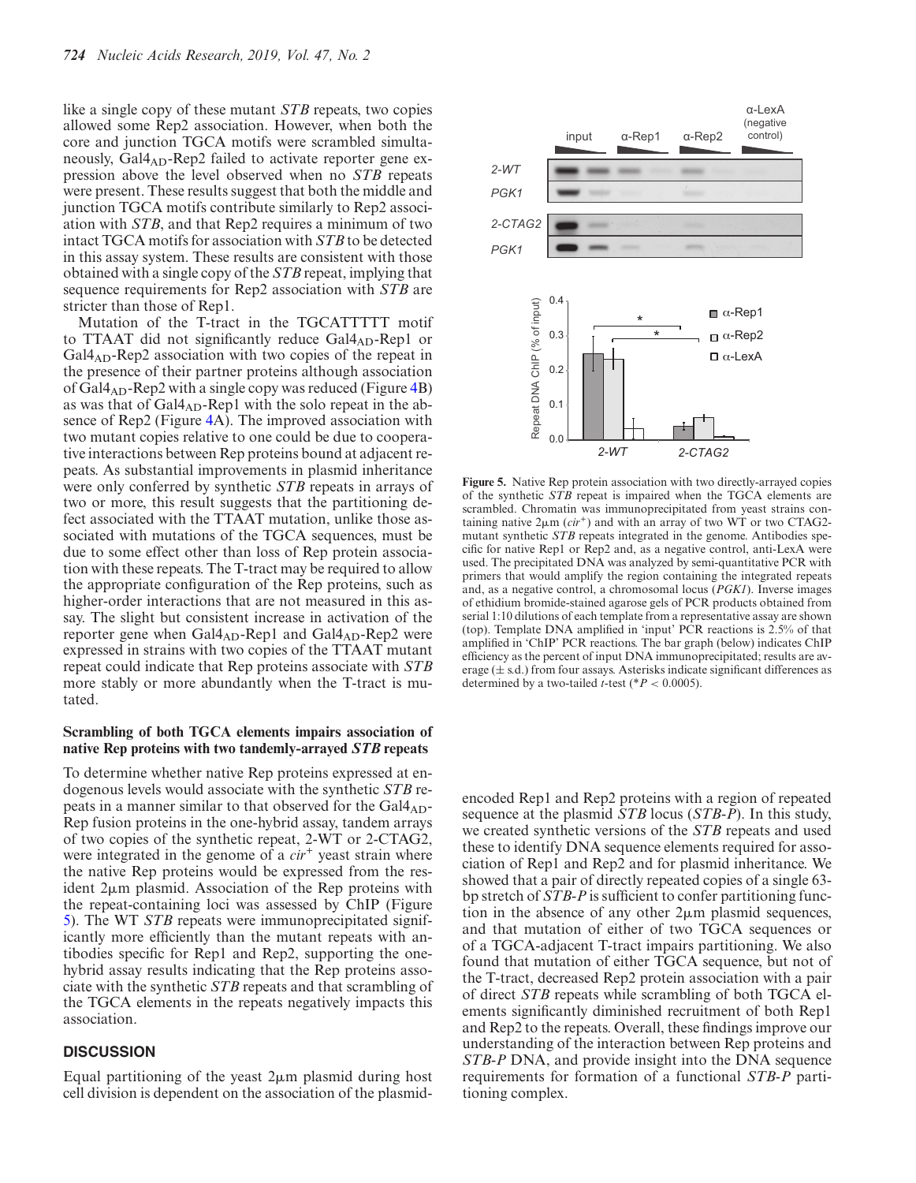like a single copy of these mutant *STB* repeats, two copies allowed some Rep2 association. However, when both the core and junction TGCA motifs were scrambled simultaneously, $Gal4_{AD}$-Rep2 failed to activate reporter gene expression above the level observed when no *STB* repeats were present. These results suggest that both the middle and junction TGCA motifs contribute similarly to Rep2 association with *STB*, and that Rep2 requires a minimum of two intact TGCA motifs for association with *STB* to be detected in this assay system. These results are consistent with those obtained with a single copy of the *STB* repeat, implying that sequence requirements for Rep2 association with *STB* are stricter than those of Rep1.

Mutation of the T-tract in the TGCATTTTT motif to TTAAT did not significantly reduce $Gal4_{AD}$-Rep1 or $Gal4_{AD}$-Rep2 association with two copies of the repeat in the presence of their partner proteins although association of $Gal4_{AD}$-Rep2 with a single copy was reduced (Figure 4B) as was that of $Gal4_{AD}$-Rep1 with the solo repeat in the absence of Rep2 (Figure 4A). The improved association with two mutant copies relative to one could be due to cooperative interactions between Rep proteins bound at adjacent repeats. As substantial improvements in plasmid inheritance were only conferred by synthetic *STB* repeats in arrays of two or more, this result suggests that the partitioning defect associated with the TTAAT mutation, unlike those associated with mutations of the TGCA sequences, must be due to some effect other than loss of Rep protein association with these repeats. The T-tract may be required to allow the appropriate configuration of the Rep proteins, such as higher-order interactions that are not measured in this assay. The slight but consistent increase in activation of the reporter gene when $Gal4_{AD}$-Rep1 and $Gal4_{AD}$-Rep2 were expressed in strains with two copies of the TTAAT mutant repeat could indicate that Rep proteins associate with *STB* more stably or more abundantly when the T-tract is mutated.

### Scrambling of both TGCA elements impairs association of native Rep proteins with two tandemly-arrayed *STB* repeats

To determine whether native Rep proteins expressed at endogenous levels would associate with the synthetic *STB* repeats in a manner similar to that observed for the $Gal4_{AD}$-Rep fusion proteins in the one-hybrid assay, tandem arrays of two copies of the synthetic repeat, 2-WT or 2-CTAG2, were integrated in the genome of a $cir^{+}$ yeast strain where the native Rep proteins would be expressed from the resident 2μm plasmid. Association of the Rep proteins with the repeat-containing loci was assessed by ChIP (Figure 5). The WT *STB* repeats were immunoprecipitated significantly more efficiently than the mutant repeats with antibodies specific for Rep1 and Rep2, supporting the one-hybrid assay results indicating that the Rep proteins associate with the synthetic *STB* repeats and that scrambling of the TGCA elements in the repeats negatively impacts this association.

**Figure 5.** Native Rep protein association with two directly-arrayed copies of the synthetic *STB* repeat is impaired when the TGCA elements are scrambled. Chromatin was immunoprecipitated from yeast strains containing native 2μm ($cir^{+}$) and with an array of two WT or two CTAG2-mutant synthetic *STB* repeats integrated in the genome. Antibodies specific for native Rep1 or Rep2 and, as a negative control, anti-LexA were used. The precipitated DNA was analyzed by semi-quantitative PCR with primers that would amplify the region containing the integrated repeats and, as a negative control, a chromosomal locus (*PGK1*). Inverse images of ethidium bromide-stained agarose gels of PCR products obtained from serial 1:10 dilutions of each template from a representative assay are shown (top). Template DNA amplified in 'input' PCR reactions is 2.5% of that amplified in 'ChIP' PCR reactions. The bar graph (below) indicates ChIP efficiency as the percent of input DNA immunoprecipitated; results are average (± s.d.) from four assays. Asterisks indicate significant differences as determined by a two-tailed *t*-test (*$P < 0.0005$).

## DISCUSSION

Equal partitioning of the yeast 2μm plasmid during host cell division is dependent on the association of the plasmid-encoded Rep1 and Rep2 proteins with a region of repeated sequence at the plasmid *STB* locus (*STB-P*). In this study, we created synthetic versions of the *STB* repeats and used these to identify DNA sequence elements required for association of Rep1 and Rep2 and for plasmid inheritance. We showed that a pair of directly repeated copies of a single 63-bp stretch of *STB-P* is sufficient to confer partitioning function in the absence of any other 2μm plasmid sequences, and that mutation of either of two TGCA sequences or of a TGCA-adjacent T-tract impairs partitioning. We also found that mutation of either TGCA sequence, but not of the T-tract, decreased Rep2 protein association with a pair of direct *STB* repeats while scrambling of both TGCA elements significantly diminished recruitment of both Rep1 and Rep2 to the repeats. Overall, these findings improve our understanding of the interaction between Rep proteins and *STB-P* DNA, and provide insight into the DNA sequence requirements for formation of a functional *STB-P* partitioning complex.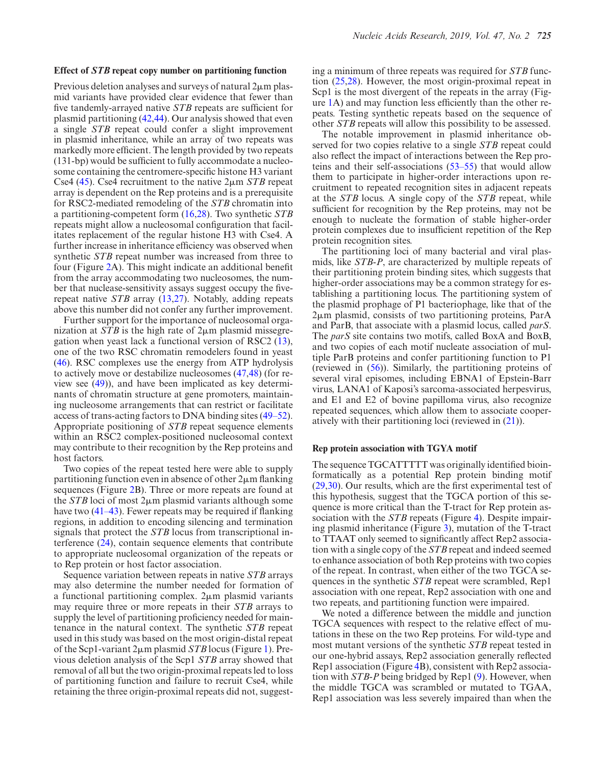**Effect of *STB* repeat copy number on partitioning function**

Previous deletion analyses and surveys of natural 2μm plasmid variants have provided clear evidence that fewer than five tandemly-arrayed native *STB* repeats are sufficient for plasmid partitioning (42,44). Our analysis showed that even a single *STB* repeat could confer a slight improvement in plasmid inheritance, while an array of two repeats was markedly more efficient. The length provided by two repeats (131-bp) would be sufficient to fully accommodate a nucleosome containing the centromere-specific histone H3 variant Cse4 (45). Cse4 recruitment to the native 2μm *STB* repeat array is dependent on the Rep proteins and is a prerequisite for RSC2-mediated remodeling of the *STB* chromatin into a partitioning-competent form (16,28). Two synthetic *STB* repeats might allow a nucleosomal configuration that facilitates replacement of the regular histone H3 with Cse4. A further increase in inheritance efficiency was observed when synthetic *STB* repeat number was increased from three to four (Figure 2A). This might indicate an additional benefit from the array accommodating two nucleosomes, the number that nuclease-sensitivity assays suggest occupy the five-repeat native *STB* array (13,27). Notably, adding repeats above this number did not confer any further improvement.

Further support for the importance of nucleosomal organization at *STB* is the high rate of 2μm plasmid missegregation when yeast lack a functional version of RSC2 (13), one of the two RSC chromatin remodelers found in yeast (46). RSC complexes use the energy from ATP hydrolysis to actively move or destabilize nucleosomes (47,48) (for review see (49)), and have been implicated as key determinants of chromatin structure at gene promoters, maintaining nucleosome arrangements that can restrict or facilitate access of trans-acting factors to DNA binding sites (49–52). Appropriate positioning of *STB* repeat sequence elements within an RSC2 complex-positioned nucleosomal context may contribute to their recognition by the Rep proteins and host factors.

Two copies of the repeat tested here were able to supply partitioning function even in absence of other 2μm flanking sequences (Figure 2B). Three or more repeats are found at the *STB* loci of most 2μm plasmid variants although some have two (41–43). Fewer repeats may be required if flanking regions, in addition to encoding silencing and termination signals that protect the *STB* locus from transcriptional interference (24), contain sequence elements that contribute to appropriate nucleosomal organization of the repeats or to Rep protein or host factor association.

Sequence variation between repeats in native *STB* arrays may also determine the number needed for formation of a functional partitioning complex. 2μm plasmid variants may require three or more repeats in their *STB* arrays to supply the level of partitioning proficiency needed for maintenance in the natural context. The synthetic *STB* repeat used in this study was based on the most origin-distal repeat of the Scp1-variant 2μm plasmid *STB* locus (Figure 1). Previous deletion analysis of the Scp1 *STB* array showed that removal of all but the two origin-proximal repeats led to loss of partitioning function and failure to recruit Cse4, while retaining the three origin-proximal repeats did not, suggesting a minimum of three repeats was required for *STB* function (25,28). However, the most origin-proximal repeat in Scp1 is the most divergent of the repeats in the array (Figure 1A) and may function less efficiently than the other repeats. Testing synthetic repeats based on the sequence of other *STB* repeats will allow this possibility to be assessed.

The notable improvement in plasmid inheritance observed for two copies relative to a single *STB* repeat could also reflect the impact of interactions between the Rep proteins and their self-associations (53–55) that would allow them to participate in higher-order interactions upon recruitment to repeated recognition sites in adjacent repeats at the *STB* locus. A single copy of the *STB* repeat, while sufficient for recognition by the Rep proteins, may not be enough to nucleate the formation of stable higher-order protein complexes due to insufficient repetition of the Rep protein recognition sites.

The partitioning loci of many bacterial and viral plasmids, like *STB-P*, are characterized by multiple repeats of their partitioning protein binding sites, which suggests that higher-order associations may be a common strategy for establishing a partitioning locus. The partitioning system of the plasmid prophage of P1 bacteriophage, like that of the 2μm plasmid, consists of two partitioning proteins, ParA and ParB, that associate with a plasmid locus, called *parS*. The *parS* site contains two motifs, called BoxA and BoxB, and two copies of each motif nucleate association of multiple ParB proteins and confer partitioning function to P1 (reviewed in (56)). Similarly, the partitioning proteins of several viral episomes, including EBNA1 of Epstein-Barr virus, LANA1 of Kaposi's sarcoma-associated herpesvirus, and E1 and E2 of bovine papilloma virus, also recognize repeated sequences, which allow them to associate cooperatively with their partitioning loci (reviewed in (21)).

**Rep protein association with TGYA motif**

The sequence TGCATTTTT was originally identified bioinformatically as a potential Rep protein binding motif (29,30). Our results, which are the first experimental test of this hypothesis, suggest that the TGCA portion of this sequence is more critical than the T-tract for Rep protein association with the *STB* repeats (Figure 4). Despite impairing plasmid inheritance (Figure 3), mutation of the T-tract to TTAAT only seemed to significantly affect Rep2 association with a single copy of the *STB* repeat and indeed seemed to enhance association of both Rep proteins with two copies of the repeat. In contrast, when either of the two TGCA sequences in the synthetic *STB* repeat were scrambled, Rep1 association with one repeat, Rep2 association with one and two repeats, and partitioning function were impaired.

We noted a difference between the middle and junction TGCA sequences with respect to the relative effect of mutations in these on the two Rep proteins. For wild-type and most mutant versions of the synthetic *STB* repeat tested in our one-hybrid assays, Rep2 association generally reflected Rep1 association (Figure 4B), consistent with Rep2 association with *STB-P* being bridged by Rep1 (9). However, when the middle TGCA was scrambled or mutated to TGAA, Rep1 association was less severely impaired than when the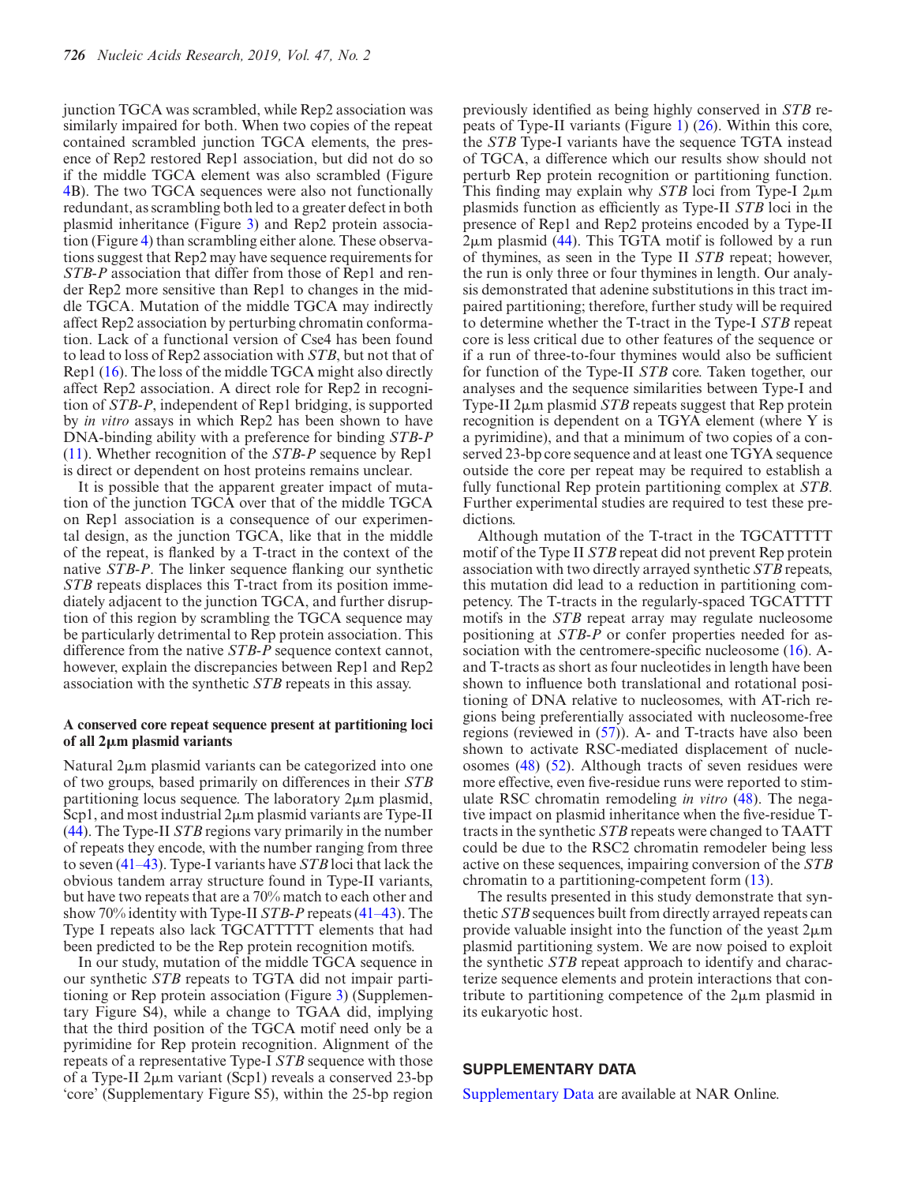junction TGCA was scrambled, while Rep2 association was similarly impaired for both. When two copies of the repeat contained scrambled junction TGCA elements, the presence of Rep2 restored Rep1 association, but did not do so if the middle TGCA element was also scrambled (Figure 4B). The two TGCA sequences were also not functionally redundant, as scrambling both led to a greater defect in both plasmid inheritance (Figure 3) and Rep2 protein association (Figure 4) than scrambling either alone. These observations suggest that Rep2 may have sequence requirements for *STB-P* association that differ from those of Rep1 and render Rep2 more sensitive than Rep1 to changes in the middle TGCA. Mutation of the middle TGCA may indirectly affect Rep2 association by perturbing chromatin conformation. Lack of a functional version of Cse4 has been found to lead to loss of Rep2 association with *STB*, but not that of Rep1 (16). The loss of the middle TGCA might also directly affect Rep2 association. A direct role for Rep2 in recognition of *STB-P*, independent of Rep1 bridging, is supported by *in vitro* assays in which Rep2 has been shown to have DNA-binding ability with a preference for binding *STB-P* (11). Whether recognition of the *STB-P* sequence by Rep1 is direct or dependent on host proteins remains unclear.

It is possible that the apparent greater impact of mutation of the junction TGCA over that of the middle TGCA on Rep1 association is a consequence of our experimental design, as the junction TGCA, like that in the middle of the repeat, is flanked by a T-tract in the context of the native *STB-P*. The linker sequence flanking our synthetic *STB* repeats displaces this T-tract from its position immediately adjacent to the junction TGCA, and further disruption of this region by scrambling the TGCA sequence may be particularly detrimental to Rep protein association. This difference from the native *STB-P* sequence context cannot, however, explain the discrepancies between Rep1 and Rep2 association with the synthetic *STB* repeats in this assay.

### A conserved core repeat sequence present at partitioning loci of all 2μm plasmid variants

Natural 2μm plasmid variants can be categorized into one of two groups, based primarily on differences in their *STB* partitioning locus sequence. The laboratory 2μm plasmid, Scp1, and most industrial 2μm plasmid variants are Type-II (44). The Type-II *STB* regions vary primarily in the number of repeats they encode, with the number ranging from three to seven (41–43). Type-I variants have *STB* loci that lack the obvious tandem array structure found in Type-II variants, but have two repeats that are a 70% match to each other and show 70% identity with Type-II *STB-P* repeats (41–43). The Type I repeats also lack TGCATTTTT elements that had been predicted to be the Rep protein recognition motifs.

In our study, mutation of the middle TGCA sequence in our synthetic *STB* repeats to TGTA did not impair partitioning or Rep protein association (Figure 3) (Supplementary Figure S4), while a change to TGAA did, implying that the third position of the TGCA motif need only be a pyrimidine for Rep protein recognition. Alignment of the repeats of a representative Type-I *STB* sequence with those of a Type-II 2μm variant (Scp1) reveals a conserved 23-bp 'core' (Supplementary Figure S5), within the 25-bp region previously identified as being highly conserved in *STB* repeats of Type-II variants (Figure 1) (26). Within this core, the *STB* Type-I variants have the sequence TGTA instead of TGCA, a difference which our results show should not perturb Rep protein recognition or partitioning function. This finding may explain why *STB* loci from Type-I 2μm plasmids function as efficiently as Type-II *STB* loci in the presence of Rep1 and Rep2 proteins encoded by a Type-II 2μm plasmid (44). This TGTA motif is followed by a run of thymines, as seen in the Type II *STB* repeat; however, the run is only three or four thymines in length. Our analysis demonstrated that adenine substitutions in this tract impaired partitioning; therefore, further study will be required to determine whether the T-tract in the Type-I *STB* repeat core is less critical due to other features of the sequence or if a run of three-to-four thymines would also be sufficient for function of the Type-II *STB* core. Taken together, our analyses and the sequence similarities between Type-I and Type-II 2μm plasmid *STB* repeats suggest that Rep protein recognition is dependent on a TGYA element (where Y is a pyrimidine), and that a minimum of two copies of a conserved 23-bp core sequence and at least one TGYA sequence outside the core per repeat may be required to establish a fully functional Rep protein partitioning complex at *STB*. Further experimental studies are required to test these predictions.

Although mutation of the T-tract in the TGCATTTTT motif of the Type II *STB* repeat did not prevent Rep protein association with two directly arrayed synthetic *STB* repeats, this mutation did lead to a reduction in partitioning competency. The T-tracts in the regularly-spaced TGCATTTT motifs in the *STB* repeat array may regulate nucleosome positioning at *STB-P* or confer properties needed for association with the centromere-specific nucleosome (16). A- and T-tracts as short as four nucleotides in length have been shown to influence both translational and rotational positioning of DNA relative to nucleosomes, with AT-rich regions being preferentially associated with nucleosome-free regions (reviewed in (57)). A- and T-tracts have also been shown to activate RSC-mediated displacement of nucleosomes (48) (52). Although tracts of seven residues were more effective, even five-residue runs were reported to stimulate RSC chromatin remodeling *in vitro* (48). The negative impact on plasmid inheritance when the five-residue T-tracts in the synthetic *STB* repeats were changed to TAATT could be due to the RSC2 chromatin remodeler being less active on these sequences, impairing conversion of the *STB* chromatin to a partitioning-competent form (13).

The results presented in this study demonstrate that synthetic *STB* sequences built from directly arrayed repeats can provide valuable insight into the function of the yeast 2μm plasmid partitioning system. We are now poised to exploit the synthetic *STB* repeat approach to identify and characterize sequence elements and protein interactions that contribute to partitioning competence of the 2μm plasmid in its eukaryotic host.

## SUPPLEMENTARY DATA

Supplementary Data are available at NAR Online.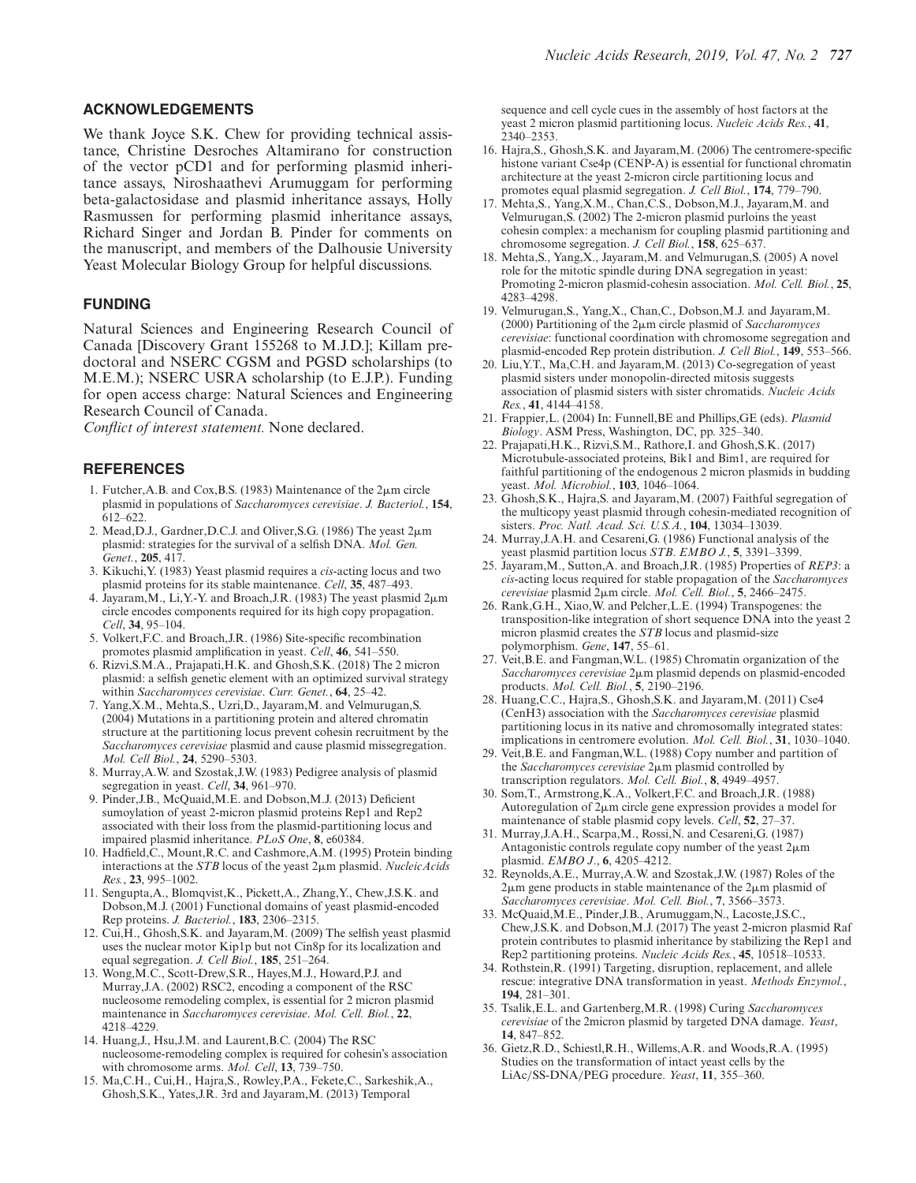## ACKNOWLEDGEMENTS

We thank Joyce S.K. Chew for providing technical assistance, Christine Desroches Altamirano for construction of the vector pCD1 and for performing plasmid inheritance assays, Niroshaathevi Arumuggam for performing beta-galactosidase and plasmid inheritance assays, Holly Rasmussen for performing plasmid inheritance assays, Richard Singer and Jordan B. Pinder for comments on the manuscript, and members of the Dalhousie University Yeast Molecular Biology Group for helpful discussions.

## FUNDING

Natural Sciences and Engineering Research Council of Canada [Discovery Grant 155268 to M.J.D.]; Killam predoctoral and NSERC CGSM and PGSD scholarships (to M.E.M.); NSERC USRA scholarship (to E.J.P.). Funding for open access charge: Natural Sciences and Engineering Research Council of Canada.

*Conflict of interest statement.* None declared.

## REFERENCES

1. Futcher,A.B. and Cox,B.S. (1983) Maintenance of the 2μm circle plasmid in populations of *Saccharomyces cerevisiae*. *J. Bacteriol.*, **154**, 612–622.
2. Mead,D.J., Gardner,D.C.J. and Oliver,S.G. (1986) The yeast 2μm plasmid: strategies for the survival of a selfish DNA. *Mol. Gen. Genet.*, **205**, 417.
3. Kikuchi,Y. (1983) Yeast plasmid requires a *cis*-acting locus and two plasmid proteins for its stable maintenance. *Cell*, **35**, 487–493.
4. Jayaram,M., Li,Y.-Y. and Broach,J.R. (1983) The yeast plasmid 2μm circle encodes components required for its high copy propagation. *Cell*, **34**, 95–104.
5. Volkert,F.C. and Broach,J.R. (1986) Site-specific recombination promotes plasmid amplification in yeast. *Cell*, **46**, 541–550.
6. Rizvi,S.M.A., Prajapati,H.K. and Ghosh,S.K. (2018) The 2 micron plasmid: a selfish genetic element with an optimized survival strategy within *Saccharomyces cerevisiae*. *Curr. Genet.*, **64**, 25–42.
7. Yang,X.M., Mehta,S., Uzri,D., Jayaram,M. and Velmurugan,S. (2004) Mutations in a partitioning protein and altered chromatin structure at the partitioning locus prevent cohesin recruitment by the *Saccharomyces cerevisiae* plasmid and cause plasmid missegregation. *Mol. Cell Biol.*, **24**, 5290–5303.
8. Murray,A.W. and Szostak,J.W. (1983) Pedigree analysis of plasmid segregation in yeast. *Cell*, **34**, 961–970.
9. Pinder,J.B., McQuaid,M.E. and Dobson,M.J. (2013) Deficient sumoylation of yeast 2-micron plasmid proteins Rep1 and Rep2 associated with their loss from the plasmid-partitioning locus and impaired plasmid inheritance. *PLoS One*, **8**, e60384.
10. Hadfield,C., Mount,R.C. and Cashmore,A.M. (1995) Protein binding interactions at the *STB* locus of the yeast 2μm plasmid. *NucleicAcids Res.*, **23**, 995–1002.
11. Sengupta,A., Blomqvist,K., Pickett,A., Zhang,Y., Chew,J.S.K. and Dobson,M.J. (2001) Functional domains of yeast plasmid-encoded Rep proteins. *J. Bacteriol.*, **183**, 2306–2315.
12. Cui,H., Ghosh,S.K. and Jayaram,M. (2009) The selfish yeast plasmid uses the nuclear motor Kip1p but not Cin8p for its localization and equal segregation. *J. Cell Biol.*, **185**, 251–264.
13. Wong,M.C., Scott-Drew,S.R., Hayes,M.J., Howard,P.J. and Murray,J.A. (2002) RSC2, encoding a component of the RSC nucleosome remodeling complex, is essential for 2 micron plasmid maintenance in *Saccharomyces cerevisiae*. *Mol. Cell. Biol.*, **22**, 4218–4229.
14. Huang,J., Hsu,J.M. and Laurent,B.C. (2004) The RSC nucleosome-remodeling complex is required for cohesin's association with chromosome arms. *Mol. Cell*, **13**, 739–750.
15. Ma,C.H., Cui,H., Hajra,S., Rowley,P.A., Fekete,C., Sarkeshik,A., Ghosh,S.K., Yates,J.R. 3rd and Jayaram,M. (2013) Temporal sequence and cell cycle cues in the assembly of host factors at the yeast 2 micron plasmid partitioning locus. *Nucleic Acids Res.*, **41**, 2340–2353.
16. Hajra,S., Ghosh,S.K. and Jayaram,M. (2006) The centromere-specific histone variant Cse4p (CENP-A) is essential for functional chromatin architecture at the yeast 2-micron circle partitioning locus and promotes equal plasmid segregation. *J. Cell Biol.*, **174**, 779–790.
17. Mehta,S., Yang,X.M., Chan,C.S., Dobson,M.J., Jayaram,M. and Velmurugan,S. (2002) The 2-micron plasmid purloins the yeast cohesin complex: a mechanism for coupling plasmid partitioning and chromosome segregation. *J. Cell Biol.*, **158**, 625–637.
18. Mehta,S., Yang,X., Jayaram,M. and Velmurugan,S. (2005) A novel role for the mitotic spindle during DNA segregation in yeast: Promoting 2-micron plasmid-cohesin association. *Mol. Cell. Biol.*, **25**, 4283–4298.
19. Velmurugan,S., Yang,X., Chan,C., Dobson,M.J. and Jayaram,M. (2000) Partitioning of the 2μm circle plasmid of *Saccharomyces cerevisiae*: functional coordination with chromosome segregation and plasmid-encoded Rep protein distribution. *J. Cell Biol.*, **149**, 553–566.
20. Liu,Y.T., Ma,C.H. and Jayaram,M. (2013) Co-segregation of yeast plasmid sisters under monopolin-directed mitosis suggests association of plasmid sisters with sister chromatids. *Nucleic Acids Res.*, **41**, 4144–4158.
21. Frappier,L. (2004) In: Funnell,BE and Phillips,GE (eds). *Plasmid Biology*. ASM Press, Washington, DC, pp. 325–340.
22. Prajapati,H.K., Rizvi,S.M., Rathore,I. and Ghosh,S.K. (2017) Microtubule-associated proteins, Bik1 and Bim1, are required for faithful partitioning of the endogenous 2 micron plasmids in budding yeast. *Mol. Microbiol.*, **103**, 1046–1064.
23. Ghosh,S.K., Hajra,S. and Jayaram,M. (2007) Faithful segregation of the multicopy yeast plasmid through cohesin-mediated recognition of sisters. *Proc. Natl. Acad. Sci. U.S.A.*, **104**, 13034–13039.
24. Murray,J.A.H. and Cesareni,G. (1986) Functional analysis of the yeast plasmid partition locus *STB*. *EMBO J.*, **5**, 3391–3399.
25. Jayaram,M., Sutton,A. and Broach,J.R. (1985) Properties of *REP3*: a *cis*-acting locus required for stable propagation of the *Saccharomyces cerevisiae* plasmid 2μm circle. *Mol. Cell. Biol.*, **5**, 2466–2475.
26. Rank,G.H., Xiao,W. and Pelcher,L.E. (1994) Transpogenes: the transposition-like integration of short sequence DNA into the yeast 2 micron plasmid creates the *STB* locus and plasmid-size polymorphism. *Gene*, **147**, 55–61.
27. Veit,B.E. and Fangman,W.L. (1985) Chromatin organization of the *Saccharomyces cerevisiae* 2μm plasmid depends on plasmid-encoded products. *Mol. Cell. Biol.*, **5**, 2190–2196.
28. Huang,C.C., Hajra,S., Ghosh,S.K. and Jayaram,M. (2011) Cse4 (CenH3) association with the *Saccharomyces cerevisiae* plasmid partitioning locus in its native and chromosomally integrated states: implications in centromere evolution. *Mol. Cell. Biol.*, **31**, 1030–1040.
29. Veit,B.E. and Fangman,W.L. (1988) Copy number and partition of the *Saccharomyces cerevisiae* 2μm plasmid controlled by transcription regulators. *Mol. Cell. Biol.*, **8**, 4949–4957.
30. Som,T., Armstrong,K.A., Volkert,F.C. and Broach,J.R. (1988) Autoregulation of 2μm circle gene expression provides a model for maintenance of stable plasmid copy levels. *Cell*, **52**, 27–37.
31. Murray,J.A.H., Scarpa,M., Rossi,N. and Cesareni,G. (1987) Antagonistic controls regulate copy number of the yeast 2μm plasmid. *EMBO J.*, **6**, 4205–4212.
32. Reynolds,A.E., Murray,A.W. and Szostak,J.W. (1987) Roles of the 2μm gene products in stable maintenance of the 2μm plasmid of *Saccharomyces cerevisiae*. *Mol. Cell. Biol.*, **7**, 3566–3573.
33. McQuaid,M.E., Pinder,J.B., Arumuggam,N., Lacoste,J.S.C., Chew,J.S.K. and Dobson,M.J. (2017) The yeast 2-micron plasmid Raf protein contributes to plasmid inheritance by stabilizing the Rep1 and Rep2 partitioning proteins. *Nucleic Acids Res.*, **45**, 10518–10533.
34. Rothstein,R. (1991) Targeting, disruption, replacement, and allele rescue: integrative DNA transformation in yeast. *Methods Enzymol.*, **194**, 281–301.
35. Tsalik,E.L. and Gartenberg,M.R. (1998) Curing *Saccharomyces cerevisiae* of the 2micron plasmid by targeted DNA damage. *Yeast*, **14**, 847–852.
36. Gietz,R.D., Schiestl,R.H., Willems,A.R. and Woods,R.A. (1995) Studies on the transformation of intact yeast cells by the LiAc/SS-DNA/PEG procedure. *Yeast*, **11**, 355–360.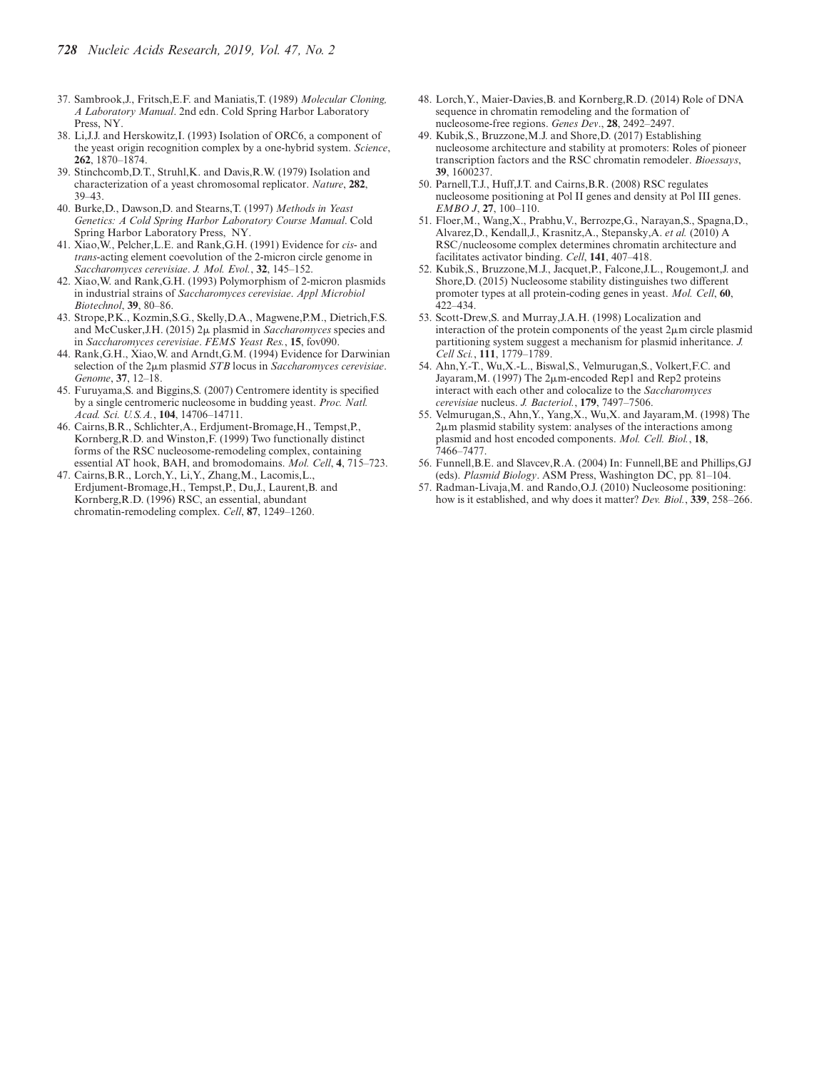37. Sambrook,J., Fritsch,E.F. and Maniatis,T. (1989) *Molecular Cloning, A Laboratory Manual*. 2nd edn. Cold Spring Harbor Laboratory Press, NY.
38. Li,J.J. and Herskowitz,I. (1993) Isolation of ORC6, a component of the yeast origin recognition complex by a one-hybrid system. *Science*, **262**, 1870–1874.
39. Stinchcomb,D.T., Struhl,K. and Davis,R.W. (1979) Isolation and characterization of a yeast chromosomal replicator. *Nature*, **282**, 39–43.
40. Burke,D., Dawson,D. and Stearns,T. (1997) *Methods in Yeast Genetics: A Cold Spring Harbor Laboratory Course Manual*. Cold Spring Harbor Laboratory Press, NY.
41. Xiao,W., Pelcher,L.E. and Rank,G.H. (1991) Evidence for *cis*- and *trans*-acting element coevolution of the 2-micron circle genome in *Saccharomyces cerevisiae*. *J. Mol. Evol.*, **32**, 145–152.
42. Xiao,W. and Rank,G.H. (1993) Polymorphism of 2-micron plasmids in industrial strains of *Saccharomyces cerevisiae*. *Appl Microbiol Biotechnol*, **39**, 80–86.
43. Strope,P.K., Kozmin,S.G., Skelly,D.A., Magwene,P.M., Dietrich,F.S. and McCusker,J.H. (2015) 2μ plasmid in *Saccharomyces* species and in *Saccharomyces cerevisiae*. *FEMS Yeast Res.*, **15**, fov090.
44. Rank,G.H., Xiao,W. and Arndt,G.M. (1994) Evidence for Darwinian selection of the 2μm plasmid *STB* locus in *Saccharomyces cerevisiae*. *Genome*, **37**, 12–18.
45. Furuyama,S. and Biggins,S. (2007) Centromere identity is specified by a single centromeric nucleosome in budding yeast. *Proc. Natl. Acad. Sci. U.S.A.*, **104**, 14706–14711.
46. Cairns,B.R., Schlichter,A., Erdjument-Bromage,H., Tempst,P., Kornberg,R.D. and Winston,F. (1999) Two functionally distinct forms of the RSC nucleosome-remodeling complex, containing essential AT hook, BAH, and bromodomains. *Mol. Cell*, **4**, 715–723.
47. Cairns,B.R., Lorch,Y., Li,Y., Zhang,M., Lacomis,L., Erdjument-Bromage,H., Tempst,P., Du,J., Laurent,B. and Kornberg,R.D. (1996) RSC, an essential, abundant chromatin-remodeling complex. *Cell*, **87**, 1249–1260.
48. Lorch,Y., Maier-Davies,B. and Kornberg,R.D. (2014) Role of DNA sequence in chromatin remodeling and the formation of nucleosome-free regions. *Genes Dev.*, **28**, 2492–2497.
49. Kubik,S., Bruzzone,M.J. and Shore,D. (2017) Establishing nucleosome architecture and stability at promoters: Roles of pioneer transcription factors and the RSC chromatin remodeler. *Bioessays*, **39**, 1600237.
50. Parnell,T.J., Huff,J.T. and Cairns,B.R. (2008) RSC regulates nucleosome positioning at Pol II genes and density at Pol III genes. *EMBO J*, **27**, 100–110.
51. Floer,M., Wang,X., Prabhu,V., Berrozpe,G., Narayan,S., Spagna,D., Alvarez,D., Kendall,J., Krasnitz,A., Stepansky,A. *et al.* (2010) A RSC/nucleosome complex determines chromatin architecture and facilitates activator binding. *Cell*, **141**, 407–418.
52. Kubik,S., Bruzzone,M.J., Jacquet,P., Falcone,J.L., Rougemont,J. and Shore,D. (2015) Nucleosome stability distinguishes two different promoter types at all protein-coding genes in yeast. *Mol. Cell*, **60**, 422–434.
53. Scott-Drew,S. and Murray,J.A.H. (1998) Localization and interaction of the protein components of the yeast 2μm circle plasmid partitioning system suggest a mechanism for plasmid inheritance. *J. Cell Sci.*, **111**, 1779–1789.
54. Ahn,Y.-T., Wu,X.-L., Biswal,S., Velmurugan,S., Volkert,F.C. and Jayaram,M. (1997) The 2μm-encoded Rep1 and Rep2 proteins interact with each other and colocalize to the *Saccharomyces cerevisiae* nucleus. *J. Bacteriol.*, **179**, 7497–7506.
55. Velmurugan,S., Ahn,Y., Yang,X., Wu,X. and Jayaram,M. (1998) The 2μm plasmid stability system: analyses of the interactions among plasmid and host encoded components. *Mol. Cell. Biol.*, **18**, 7466–7477.
56. Funnell,B.E. and Slavcev,R.A. (2004) In: Funnell,BE and Phillips,GJ (eds). *Plasmid Biology*. ASM Press, Washington DC, pp. 81–104.
57. Radman-Livaja,M. and Rando,O.J. (2010) Nucleosome positioning: how is it established, and why does it matter? *Dev. Biol.*, **339**, 258–266.